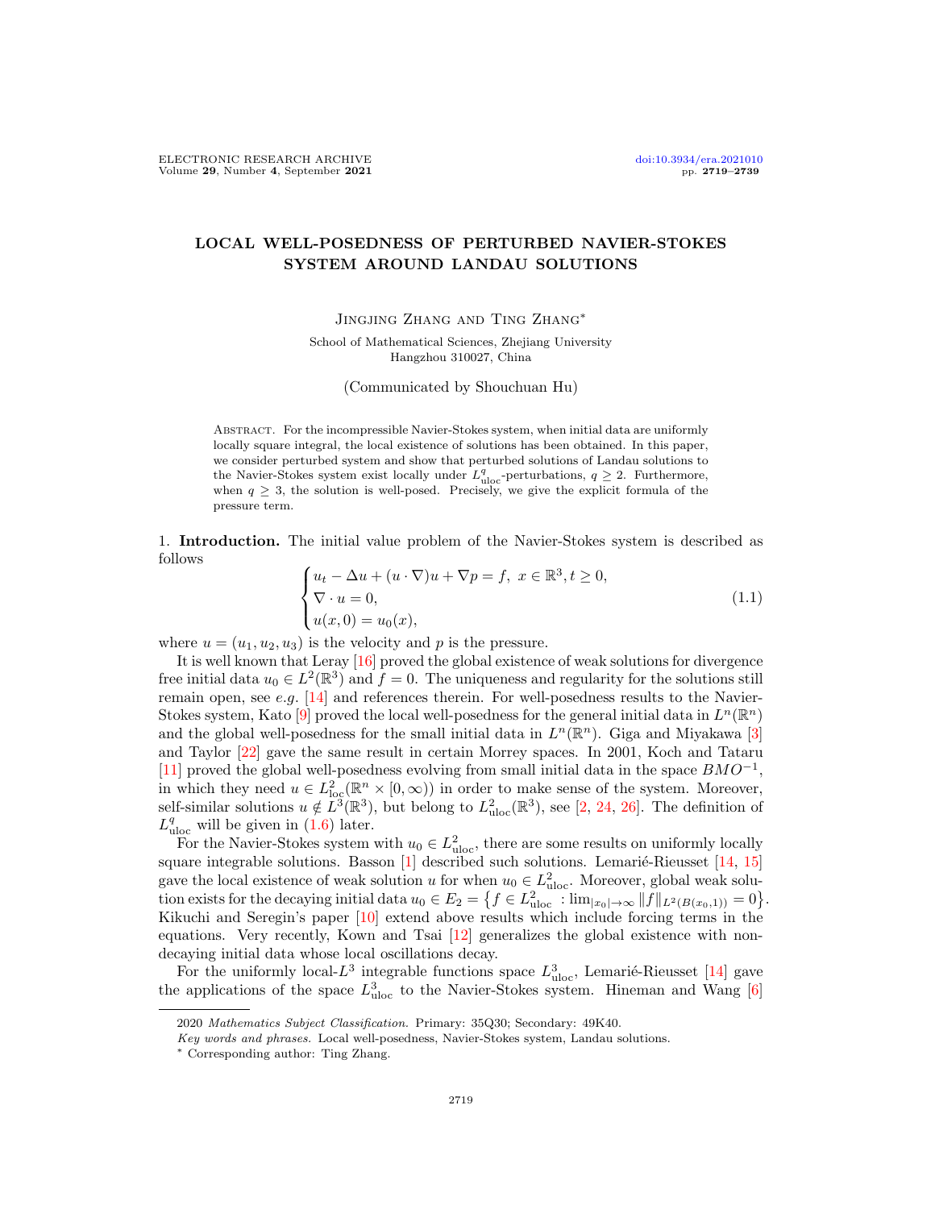# LOCAL WELL-POSEDNESS OF PERTURBED NAVIER-STOKES SYSTEM AROUND LANDAU SOLUTIONS

Jingjing Zhang and Ting Zhang*

School of Mathematical Sciences, Zhejiang University
Hangzhou 310027, China

(Communicated by Shouchuan Hu)

Abstract. For the incompressible Navier-Stokes system, when initial data are uniformly locally square integral, the local existence of solutions has been obtained. In this paper, we consider perturbed system and show that perturbed solutions of Landau solutions to the Navier-Stokes system exist locally under $L^q_{\text{uloc}}$-perturbations, $q \geq 2$. Furthermore, when $q \geq 3$, the solution is well-posed. Precisely, we give the explicit formula of the pressure term.

1. **Introduction.** The initial value problem of the Navier-Stokes system is described as follows

$$
\begin{cases}
u_t - \Delta u + (u \cdot \nabla)u + \nabla p = f, \ x \in \mathbb{R}^3, t \geq 0, \\
\nabla \cdot u = 0, \\
u(x, 0) = u_0(x),
\end{cases}
\tag{1.1}
$$

where $u = (u_1, u_2, u_3)$ is the velocity and $p$ is the pressure.

It is well known that Leray [16] proved the global existence of weak solutions for divergence free initial data $u_0 \in L^2(\mathbb{R}^3)$ and $f = 0$. The uniqueness and regularity for the solutions still remain open, see *e.g.* [14] and references therein. For well-posedness results to the Navier-Stokes system, Kato [9] proved the local well-posedness for the general initial data in $L^n(\mathbb{R}^n)$ and the global well-posedness for the small initial data in $L^n(\mathbb{R}^n)$. Giga and Miyakawa [3] and Taylor [22] gave the same result in certain Morrey spaces. In 2001, Koch and Tataru [11] proved the global well-posedness evolving from small initial data in the space $BMO^{-1}$, in which they need $u \in L^2_{\text{loc}}(\mathbb{R}^n \times [0, \infty))$ in order to make sense of the system. Moreover, self-similar solutions $u \notin L^3(\mathbb{R}^3)$, but belong to $L^2_{\text{uloc}}(\mathbb{R}^3)$, see [2, 24, 26]. The definition of $L^q_{\text{uloc}}$ will be given in (1.6) later.

For the Navier-Stokes system with $u_0 \in L^2_{\text{uloc}}$, there are some results on uniformly locally square integrable solutions. Basson [1] described such solutions. Lemarié-Rieusset [14, 15] gave the local existence of weak solution $u$ for when $u_0 \in L^2_{\text{uloc}}$. Moreover, global weak solution exists for the decaying initial data $u_0 \in E_2 = \left\{ f \in L^2_{\text{uloc}} : \lim_{|x_0| \to \infty} \|f\|_{L^2(B(x_0,1))} = 0 \right\}$. Kikuchi and Seregin's paper [10] extend above results which include forcing terms in the equations. Very recently, Kown and Tsai [12] generalizes the global existence with non-decaying initial data whose local oscillations decay.

For the uniformly local-$L^3$ integrable functions space $L^3_{\text{uloc}}$, Lemarié-Rieusset [14] gave the applications of the space $L^3_{\text{uloc}}$ to the Navier-Stokes system. Hineman and Wang [6]

---

2020 *Mathematics Subject Classification.* Primary: 35Q30; Secondary: 49K40.

*Key words and phrases.* Local well-posedness, Navier-Stokes system, Landau solutions.

* Corresponding author: Ting Zhang.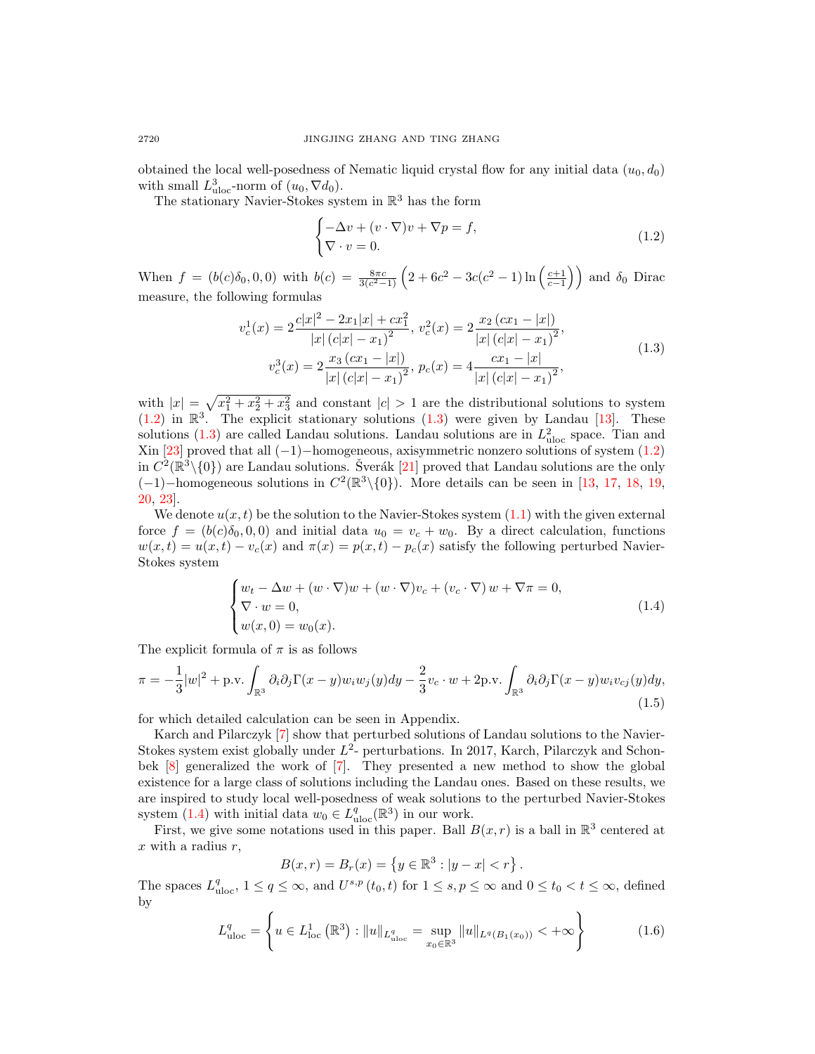obtained the local well-posedness of Nematic liquid crystal flow for any initial data $(u_0, d_0)$ with small $L^3_{\text{uloc}}$-norm of $(u_0, \nabla d_0)$.

The stationary Navier-Stokes system in $\mathbb{R}^3$ has the form

$$
\begin{cases}
-\Delta v + (v \cdot \nabla) v + \nabla p = f, \\
\nabla \cdot v = 0.
\end{cases}
\tag{1.2}
$$

When $f = (b(c)\delta_0, 0, 0)$ with $b(c) = \frac{8\pi c}{3(c^2-1)}\left(2 + 6c^2 - 3c(c^2-1)\ln\left(\frac{c+1}{c-1}\right)\right)$ and $\delta_0$ Dirac measure, the following formulas

$$
\begin{gathered}
v_c^1(x) = 2\frac{c|x|^2 - 2x_1|x| + cx_1^2}{|x|\left(c|x| - x_1\right)^2},\ v_c^2(x) = 2\frac{x_2\left(cx_1 - |x|\right)}{|x|\left(c|x| - x_1\right)^2}, \\
v_c^3(x) = 2\frac{x_3\left(cx_1 - |x|\right)}{|x|\left(c|x| - x_1\right)^2},\ p_c(x) = 4\frac{cx_1 - |x|}{|x|\left(c|x| - x_1\right)^2},
\end{gathered}
\tag{1.3}
$$

with $|x| = \sqrt{x_1^2 + x_2^2 + x_3^2}$ and constant $|c| > 1$ are the distributional solutions to system (1.2) in $\mathbb{R}^3$. The explicit stationary solutions (1.3) were given by Landau [13]. These solutions (1.3) are called Landau solutions. Landau solutions are in $L^2_{\text{uloc}}$ space. Tian and Xin [23] proved that all $(-1)$−homogeneous, axisymmetric nonzero solutions of system (1.2) in $C^2(\mathbb{R}^3 \backslash \{0\})$ are Landau solutions. Šverák [21] proved that Landau solutions are the only $(-1)$−homogeneous solutions in $C^2(\mathbb{R}^3 \backslash \{0\})$. More details can be seen in [13, 17, 18, 19, 20, 23].

We denote $u(x,t)$ be the solution to the Navier-Stokes system (1.1) with the given external force $f = (b(c)\delta_0, 0, 0)$ and initial data $u_0 = v_c + w_0$. By a direct calculation, functions $w(x,t) = u(x,t) - v_c(x)$ and $\pi(x) = p(x,t) - p_c(x)$ satisfy the following perturbed Navier-Stokes system

$$
\begin{cases}
w_t - \Delta w + (w \cdot \nabla) w + (w \cdot \nabla) v_c + (v_c \cdot \nabla)\, w + \nabla \pi = 0, \\
\nabla \cdot w = 0, \\
w(x, 0) = w_0(x).
\end{cases}
\tag{1.4}
$$

The explicit formula of $\pi$ is as follows

$$
\pi = -\frac{1}{3}|w|^2 + \text{p.v.}\int_{\mathbb{R}^3} \partial_i \partial_j \Gamma(x-y) w_i w_j(y) dy - \frac{2}{3} v_c \cdot w + 2\text{p.v.}\int_{\mathbb{R}^3} \partial_i \partial_j \Gamma(x-y) w_i v_{cj}(y) dy,
\tag{1.5}
$$

for which detailed calculation can be seen in Appendix.

Karch and Pilarczyk [7] show that perturbed solutions of Landau solutions to the Navier-Stokes system exist globally under $L^2$- perturbations. In 2017, Karch, Pilarczyk and Schonbek [8] generalized the work of [7]. They presented a new method to show the global existence for a large class of solutions including the Landau ones. Based on these results, we are inspired to study local well-posedness of weak solutions to the perturbed Navier-Stokes system (1.4) with initial data $w_0 \in L^q_{\text{uloc}}(\mathbb{R}^3)$ in our work.

First, we give some notations used in this paper. Ball $B(x,r)$ is a ball in $\mathbb{R}^3$ centered at $x$ with a radius $r$,

$$
B(x,r) = B_r(x) = \left\{ y \in \mathbb{R}^3 : |y - x| < r \right\}.
$$

The spaces $L^q_{\text{uloc}}$, $1 \le q \le \infty$, and $U^{s,p}(t_0, t)$ for $1 \le s, p \le \infty$ and $0 \le t_0 < t \le \infty$, defined by

$$
L^q_{\text{uloc}} = \left\{ u \in L^1_{\text{loc}}\left(\mathbb{R}^3\right) : \|u\|_{L^q_{\text{uloc}}} = \sup_{x_0 \in \mathbb{R}^3} \|u\|_{L^q(B_1(x_0))} < +\infty \right\}
\tag{1.6}
$$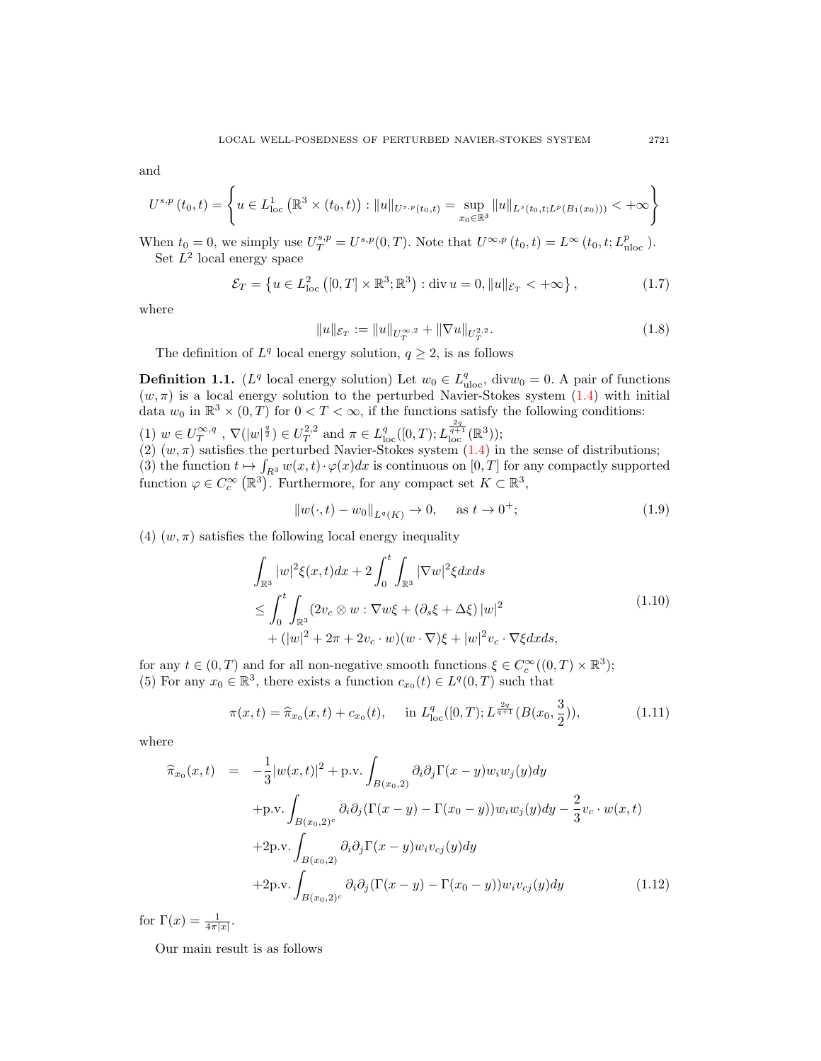and

$$
U^{s,p}(t_0,t)=\left\{u\in L^1_{\mathrm{loc}}\left(\mathbb{R}^3\times(t_0,t)\right):\|u\|_{U^{s,p}(t_0,t)}=\sup_{x_0\in\mathbb{R}^3}\|u\|_{L^s(t_0,t;L^p(B_1(x_0)))}<+\infty\right\}
$$

When $t_0=0$, we simply use $U_T^{s,p}=U^{s,p}(0,T)$. Note that $U^{\infty,p}(t_0,t)=L^\infty(t_0,t;L^p_{\mathrm{uloc}})$.

Set $L^2$ local energy space

$$
\mathcal{E}_T=\left\{u\in L^2_{\mathrm{loc}}\left([0,T]\times\mathbb{R}^3;\mathbb{R}^3\right):\operatorname{div}u=0,\|u\|_{\mathcal{E}_T}<+\infty\right\}, \tag{1.7}
$$

where

$$
\|u\|_{\mathcal{E}_T}:=\|u\|_{U_T^{\infty,2}}+\|\nabla u\|_{U_T^{2,2}}. \tag{1.8}
$$

The definition of $L^q$ local energy solution, $q\geq 2$, is as follows

**Definition 1.1.** ($L^q$ local energy solution) Let $w_0\in L^q_{\mathrm{uloc}}$, $\mathrm{div}w_0=0$. A pair of functions $(w,\pi)$ is a local energy solution to the perturbed Navier-Stokes system (1.4) with initial data $w_0$ in $\mathbb{R}^3\times(0,T)$ for $0<T<\infty$, if the functions satisfy the following conditions:

(1) $w\in U_T^{\infty,q}$, $\nabla(|w|^{\frac{q}{2}})\in U_T^{2,2}$ and $\pi\in L^q_{\mathrm{loc}}([0,T);L^{\frac{2q}{q+1}}_{\mathrm{loc}}(\mathbb{R}^3))$;

(2) $(w,\pi)$ satisfies the perturbed Navier-Stokes system (1.4) in the sense of distributions;

(3) the function $t\mapsto\int_{R^3}w(x,t)\cdot\varphi(x)dx$ is continuous on $[0,T]$ for any compactly supported function $\varphi\in C_c^\infty\left(\mathbb{R}^3\right)$. Furthermore, for any compact set $K\subset\mathbb{R}^3$,

$$
\|w(\cdot,t)-w_0\|_{L^q(K)}\to 0,\qquad \text{as } t\to 0^+; \tag{1.9}
$$

(4) $(w,\pi)$ satisfies the following local energy inequality

$$
\begin{aligned}
&\int_{\mathbb{R}^3}|w|^2\xi(x,t)dx+2\int_0^t\int_{\mathbb{R}^3}|\nabla w|^2\xi dxds\\
&\leq\int_0^t\int_{\mathbb{R}^3}(2v_c\otimes w:\nabla w\xi+(\partial_s\xi+\Delta\xi)|w|^2\\
&\quad+(|w|^2+2\pi+2v_c\cdot w)(w\cdot\nabla)\xi+|w|^2v_c\cdot\nabla\xi dxds,
\end{aligned} \tag{1.10}
$$

for any $t\in(0,T)$ and for all non-negative smooth functions $\xi\in C_c^\infty((0,T)\times\mathbb{R}^3)$;

(5) For any $x_0\in\mathbb{R}^3$, there exists a function $c_{x_0}(t)\in L^q(0,T)$ such that

$$
\pi(x,t)=\widehat{\pi}_{x_0}(x,t)+c_{x_0}(t),\qquad \text{in } L^q_{\mathrm{loc}}([0,T);L^{\frac{2q}{q+1}}(B(x_0,\frac{3}{2})), \tag{1.11}
$$

where

$$
\begin{aligned}
\widehat{\pi}_{x_0}(x,t)\;=\;&-\frac{1}{3}|w(x,t)|^2+\text{p.v.}\int_{B(x_0,2)}\partial_i\partial_j\Gamma(x-y)w_iw_j(y)dy\\
&+\text{p.v.}\int_{B(x_0,2)^c}\partial_i\partial_j(\Gamma(x-y)-\Gamma(x_0-y))w_iw_j(y)dy-\frac{2}{3}v_c\cdot w(x,t)\\
&+2\text{p.v.}\int_{B(x_0,2)}\partial_i\partial_j\Gamma(x-y)w_iv_{cj}(y)dy\\
&+2\text{p.v.}\int_{B(x_0,2)^c}\partial_i\partial_j(\Gamma(x-y)-\Gamma(x_0-y))w_iv_{cj}(y)dy
\end{aligned} \tag{1.12}
$$

for $\Gamma(x)=\frac{1}{4\pi|x|}$.

Our main result is as follows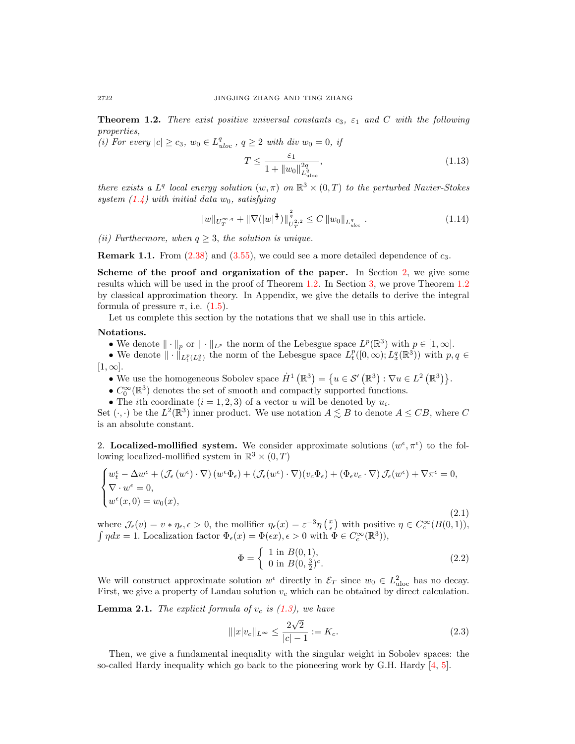**Theorem 1.2.** *There exist positive universal constants $c_3$, $\varepsilon_1$ and $C$ with the following properties,*
*(i) For every $|c| \geq c_3$, $w_0 \in L^q_{uloc}$ , $q \geq 2$ with div $w_0 = 0$, if*

$$T \leq \frac{\varepsilon_1}{1 + \|w_0\|^{2q}_{L^q_{\mathrm{uloc}}}}, \tag{1.13}$$

*there exists a $L^q$ local energy solution $(w, \pi)$ on $\mathbb{R}^3 \times (0, T)$ to the perturbed Navier-Stokes system (1.4) with initial data $w_0$, satisfying*

$$\|w\|_{U^{\infty,q}_T} + \|\nabla(|w|^{\frac{q}{2}})\|^{\frac{2}{q}}_{U^{2,2}_T} \leq C \|w_0\|_{L^q_{uloc}}. \tag{1.14}$$

*(ii) Furthermore, when $q \geq 3$, the solution is unique.*

**Remark 1.1.** From (2.38) and (3.55), we could see a more detailed dependence of $c_3$.

**Scheme of the proof and organization of the paper.** In Section 2, we give some results which will be used in the proof of Theorem 1.2. In Section 3, we prove Theorem 1.2 by classical approximation theory. In Appendix, we give the details to derive the integral formula of pressure $\pi$, i.e. (1.5).

Let us complete this section by the notations that we shall use in this article.

**Notations.**

- We denote $\|\cdot\|_p$ or $\|\cdot\|_{L^p}$ the norm of the Lebesgue space $L^p(\mathbb{R}^3)$ with $p \in [1, \infty]$.
- We denote $\|\cdot\|_{L^p_t(L^q_x)}$ the norm of the Lebesgue space $L^p_t([0, \infty); L^q_x(\mathbb{R}^3))$ with $p, q \in [1, \infty]$.
- We use the homogeneous Sobolev space $\dot{H}^1(\mathbb{R}^3) = \{u \in \mathcal{S}'(\mathbb{R}^3) : \nabla u \in L^2(\mathbb{R}^3)\}$.
- $C_0^\infty(\mathbb{R}^3)$ denotes the set of smooth and compactly supported functions.
- The $i$th coordinate $(i = 1, 2, 3)$ of a vector $u$ will be denoted by $u_i$.

Set $(\cdot, \cdot)$ be the $L^2(\mathbb{R}^3)$ inner product. We use notation $A \lesssim B$ to denote $A \leq CB$, where $C$ is an absolute constant.

## 2. Localized-mollified system.

We consider approximate solutions $(w^\epsilon, \pi^\epsilon)$ to the following localized-mollified system in $\mathbb{R}^3 \times (0, T)$

$$\begin{cases} w^\epsilon_t - \Delta w^\epsilon + (\mathcal{J}_\epsilon(w^\epsilon) \cdot \nabla)(w^\epsilon \Phi_\epsilon) + (\mathcal{J}_\epsilon(w^\epsilon) \cdot \nabla)(v_c \Phi_\epsilon) + (\Phi_\epsilon v_c \cdot \nabla)\mathcal{J}_\epsilon(w^\epsilon) + \nabla \pi^\epsilon = 0, \\ \nabla \cdot w^\epsilon = 0, \\ w^\epsilon(x, 0) = w_0(x), \end{cases} \tag{2.1}$$

where $\mathcal{J}_\epsilon(v) = v * \eta_\epsilon, \epsilon > 0$, the mollifier $\eta_\epsilon(x) = \varepsilon^{-3}\eta\left(\frac{x}{\epsilon}\right)$ with positive $\eta \in C_c^\infty(B(0, 1))$, $\int \eta dx = 1$. Localization factor $\Phi_\epsilon(x) = \Phi(\epsilon x), \epsilon > 0$ with $\Phi \in C_c^\infty(\mathbb{R}^3)$),

$$\Phi = \begin{cases} 1 \text{ in } B(0, 1), \\ 0 \text{ in } B(0, \frac{3}{2})^c. \end{cases} \tag{2.2}$$

We will construct approximate solution $w^\epsilon$ directly in $\mathcal{E}_T$ since $w_0 \in L^2_{\mathrm{uloc}}$ has no decay. First, we give a property of Landau solution $v_c$ which can be obtained by direct calculation.

**Lemma 2.1.** *The explicit formula of $v_c$ is (1.3), we have*

$$\||x| v_c\|_{L^\infty} \leq \frac{2\sqrt{2}}{|c| - 1} := K_c. \tag{2.3}$$

Then, we give a fundamental inequality with the singular weight in Sobolev spaces: the so-called Hardy inequality which go back to the pioneering work by G.H. Hardy [4, 5].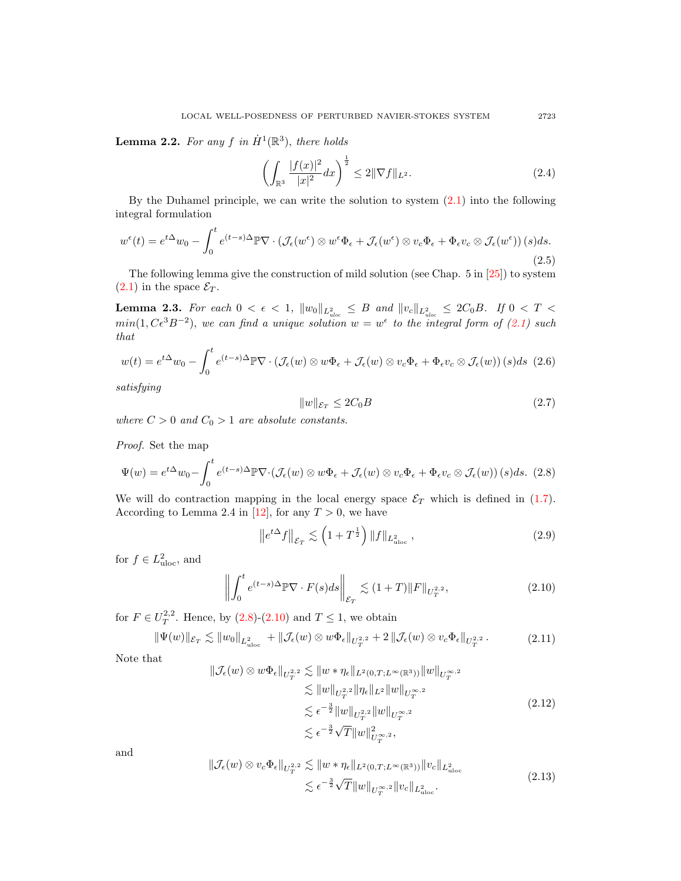**Lemma 2.2.** *For any $f$ in $\dot{H}^1(\mathbb{R}^3)$, there holds*

$$\left(\int_{\mathbb{R}^3} \frac{|f(x)|^2}{|x|^2} dx\right)^{\frac{1}{2}} \leq 2\|\nabla f\|_{L^2}. \tag{2.4}$$

By the Duhamel principle, we can write the solution to system (2.1) into the following integral formulation

$$w^\epsilon(t) = e^{t\Delta} w_0 - \int_0^t e^{(t-s)\Delta} \mathbb{P}\nabla \cdot \left(\mathcal{J}_\epsilon(w^\epsilon) \otimes w^\epsilon \Phi_\epsilon + \mathcal{J}_\epsilon(w^\epsilon) \otimes v_c \Phi_\epsilon + \Phi_\epsilon v_c \otimes \mathcal{J}_\epsilon(w^\epsilon)\right)(s) ds. \tag{2.5}$$

The following lemma give the construction of mild solution (see Chap. 5 in [25]) to system (2.1) in the space $\mathcal{E}_T$.

**Lemma 2.3.** *For each $0 < \epsilon < 1$, $\|w_0\|_{L^2_{uloc}} \leq B$ and $\|v_c\|_{L^2_{uloc}} \leq 2C_0 B$. If $0 < T < min(1, C\epsilon^3 B^{-2})$, we can find a unique solution $w = w^\epsilon$ to the integral form of (2.1) such that*

$$w(t) = e^{t\Delta} w_0 - \int_0^t e^{(t-s)\Delta} \mathbb{P}\nabla \cdot \left(\mathcal{J}_\epsilon(w) \otimes w \Phi_\epsilon + \mathcal{J}_\epsilon(w) \otimes v_c \Phi_\epsilon + \Phi_\epsilon v_c \otimes \mathcal{J}_\epsilon(w)\right)(s) ds \tag{2.6}$$

*satisfying*

$$\|w\|_{\mathcal{E}_T} \leq 2C_0 B \tag{2.7}$$

*where $C > 0$ and $C_0 > 1$ are absolute constants.*

*Proof.* Set the map

$$\Psi(w) = e^{t\Delta} w_0 - \int_0^t e^{(t-s)\Delta} \mathbb{P}\nabla \cdot \left(\mathcal{J}_\epsilon(w) \otimes w \Phi_\epsilon + \mathcal{J}_\epsilon(w) \otimes v_c \Phi_\epsilon + \Phi_\epsilon v_c \otimes \mathcal{J}_\epsilon(w)\right)(s) ds. \tag{2.8}$$

We will do contraction mapping in the local energy space $\mathcal{E}_T$ which is defined in (1.7). According to Lemma 2.4 in [12], for any $T > 0$, we have

$$\left\|e^{t\Delta} f\right\|_{\mathcal{E}_T} \lesssim \left(1 + T^{\frac{1}{2}}\right) \|f\|_{L^2_{\mathrm{uloc}}}, \tag{2.9}$$

for $f \in L^2_{\mathrm{uloc}}$, and

$$\left\|\int_0^t e^{(t-s)\Delta} \mathbb{P}\nabla \cdot F(s) ds\right\|_{\mathcal{E}_T} \lesssim (1 + T)\|F\|_{U^{2,2}_T}, \tag{2.10}$$

for $F \in U^{2,2}_T$. Hence, by (2.8)-(2.10) and $T \leq 1$, we obtain

$$\|\Psi(w)\|_{\mathcal{E}_T} \lesssim \|w_0\|_{L^2_{\mathrm{uloc}}} + \|\mathcal{J}_\epsilon(w) \otimes w \Phi_\epsilon\|_{U^{2,2}_T} + 2\left\|\mathcal{J}_\epsilon(w) \otimes v_c \Phi_\epsilon\right\|_{U^{2,2}_T}. \tag{2.11}$$

Note that

$$\begin{aligned}
\|\mathcal{J}_\epsilon(w) \otimes w \Phi_\epsilon\|_{U^{2,2}_T} &\lesssim \|w * \eta_\epsilon\|_{L^2(0,T;L^\infty(\mathbb{R}^3))} \|w\|_{U^{\infty,2}_T} \\
&\lesssim \|w\|_{U^{2,2}_T} \|\eta_\epsilon\|_{L^2} \|w\|_{U^{\infty,2}_T} \\
&\lesssim \epsilon^{-\frac{3}{2}} \|w\|_{U^{2,2}_T} \|w\|_{U^{\infty,2}_T} \\
&\lesssim \epsilon^{-\frac{3}{2}} \sqrt{T} \|w\|^2_{U^{\infty,2}_T},
\end{aligned} \tag{2.12}$$

and

$$\begin{aligned}
\|\mathcal{J}_\epsilon(w) \otimes v_c \Phi_\epsilon\|_{U^{2,2}_T} &\lesssim \|w * \eta_\epsilon\|_{L^2(0,T;L^\infty(\mathbb{R}^3))} \|v_c\|_{L^2_{\mathrm{uloc}}} \\
&\lesssim \epsilon^{-\frac{3}{2}} \sqrt{T} \|w\|_{U^{\infty,2}_T} \|v_c\|_{L^2_{\mathrm{uloc}}}.
\end{aligned} \tag{2.13}$$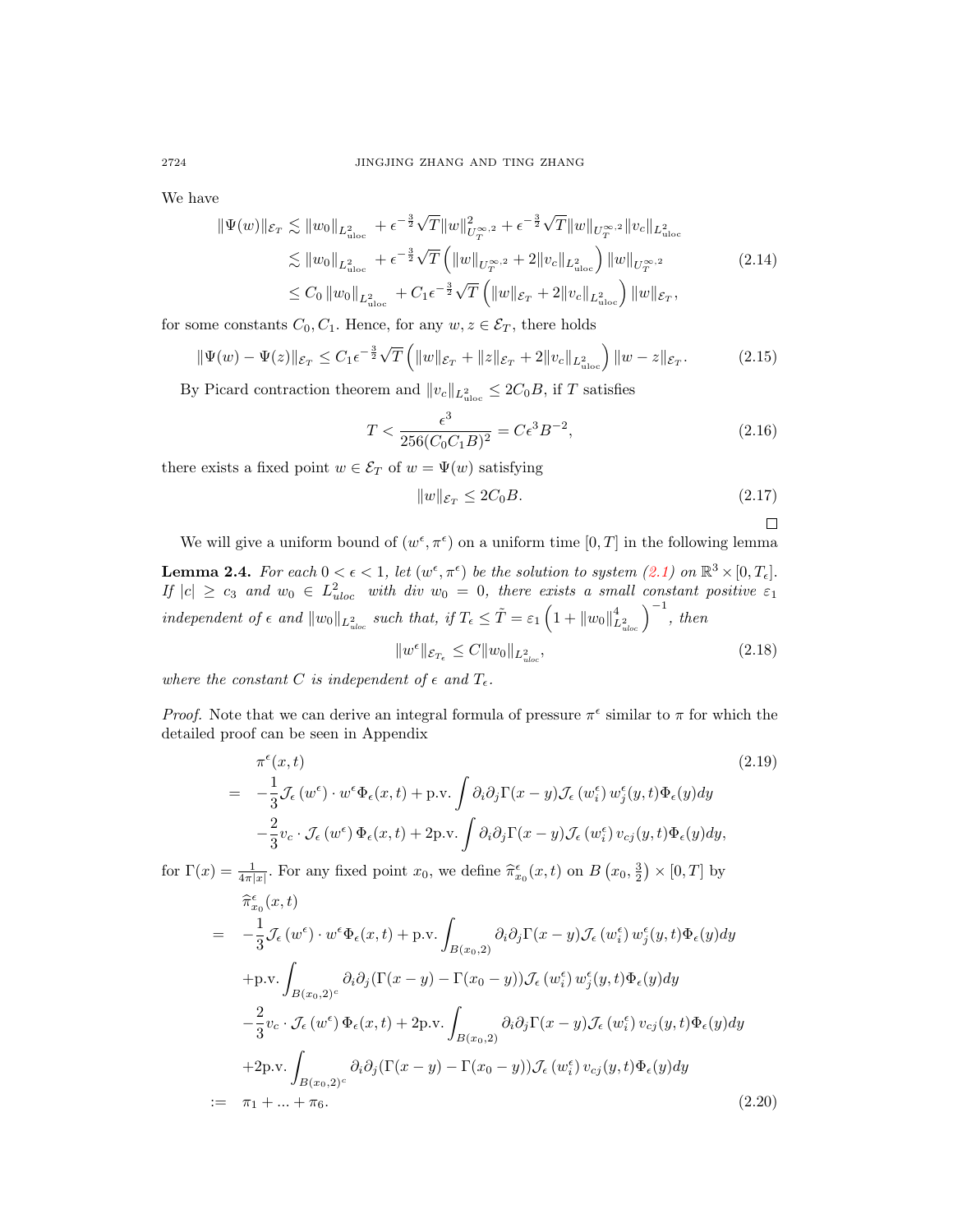We have

$$
\begin{aligned}
\|\Psi(w)\|_{\mathcal{E}_T} &\lesssim \|w_0\|_{L^2_{\rm uloc}} + \epsilon^{-\frac{3}{2}}\sqrt{T}\|w\|^2_{U_T^{\infty,2}} + \epsilon^{-\frac{3}{2}}\sqrt{T}\|w\|_{U_T^{\infty,2}}\|v_c\|_{L^2_{\rm uloc}} \\
&\lesssim \|w_0\|_{L^2_{\rm uloc}} + \epsilon^{-\frac{3}{2}}\sqrt{T}\left(\|w\|_{U_T^{\infty,2}} + 2\|v_c\|_{L^2_{\rm uloc}}\right)\|w\|_{U_T^{\infty,2}} \\
&\le C_0\|w_0\|_{L^2_{\rm uloc}} + C_1\epsilon^{-\frac{3}{2}}\sqrt{T}\left(\|w\|_{\mathcal{E}_T} + 2\|v_c\|_{L^2_{\rm uloc}}\right)\|w\|_{\mathcal{E}_T},
\end{aligned}
\tag{2.14}
$$

for some constants $C_0, C_1$. Hence, for any $w, z \in \mathcal{E}_T$, there holds

$$
\|\Psi(w) - \Psi(z)\|_{\mathcal{E}_T} \le C_1\epsilon^{-\frac{3}{2}}\sqrt{T}\left(\|w\|_{\mathcal{E}_T} + \|z\|_{\mathcal{E}_T} + 2\|v_c\|_{L^2_{\rm uloc}}\right)\|w - z\|_{\mathcal{E}_T}. \tag{2.15}
$$

By Picard contraction theorem and $\|v_c\|_{L^2_{\rm uloc}} \le 2C_0B$, if $T$ satisfies

$$
T < \frac{\epsilon^3}{256(C_0C_1B)^2} = C\epsilon^3B^{-2}, \tag{2.16}
$$

there exists a fixed point $w \in \mathcal{E}_T$ of $w = \Psi(w)$ satisfying

$$
\|w\|_{\mathcal{E}_T} \le 2C_0B. \tag{2.17}
$$

□

We will give a uniform bound of $(w^\epsilon, \pi^\epsilon)$ on a uniform time $[0,T]$ in the following lemma

**Lemma 2.4.** *For each $0 < \epsilon < 1$, let $(w^\epsilon, \pi^\epsilon)$ be the solution to system (2.1) on $\mathbb{R}^3 \times [0, T_\epsilon]$. If $|c| \ge c_3$ and $w_0 \in L^2_{uloc}$ with div $w_0 = 0$, there exists a small constant positive $\varepsilon_1$ independent of $\epsilon$ and $\|w_0\|_{L^2_{uloc}}$ such that, if $T_\epsilon \le \tilde{T} = \varepsilon_1\left(1 + \|w_0\|^4_{L^2_{uloc}}\right)^{-1}$, then*

$$
\|w^\epsilon\|_{\mathcal{E}_{T_\epsilon}} \le C\|w_0\|_{L^2_{uloc}}, \tag{2.18}
$$

*where the constant $C$ is independent of $\epsilon$ and $T_\epsilon$.*

*Proof.* Note that we can derive an integral formula of pressure $\pi^\epsilon$ similar to $\pi$ for which the detailed proof can be seen in Appendix

$$
\begin{aligned}
&\pi^\epsilon(x,t) \\
=\ & -\frac{1}{3}\mathcal{J}_\epsilon(w^\epsilon)\cdot w^\epsilon\Phi_\epsilon(x,t) + \text{p.v.}\int \partial_i\partial_j\Gamma(x-y)\mathcal{J}_\epsilon(w_i^\epsilon)\,w_j^\epsilon(y,t)\Phi_\epsilon(y)dy \\
& -\frac{2}{3}v_c\cdot\mathcal{J}_\epsilon(w^\epsilon)\,\Phi_\epsilon(x,t) + 2\text{p.v.}\int \partial_i\partial_j\Gamma(x-y)\mathcal{J}_\epsilon(w_i^\epsilon)\,v_{cj}(y,t)\Phi_\epsilon(y)dy,
\end{aligned}
\tag{2.19}
$$

for $\Gamma(x) = \frac{1}{4\pi|x|}$. For any fixed point $x_0$, we define $\widehat{\pi}^\epsilon_{x_0}(x,t)$ on $B\left(x_0, \frac{3}{2}\right)\times[0,T]$ by

$$
\begin{aligned}
&\widehat{\pi}^\epsilon_{x_0}(x,t) \\
=\ & -\frac{1}{3}\mathcal{J}_\epsilon(w^\epsilon)\cdot w^\epsilon\Phi_\epsilon(x,t) + \text{p.v.}\int_{B(x_0,2)} \partial_i\partial_j\Gamma(x-y)\mathcal{J}_\epsilon(w_i^\epsilon)\,w_j^\epsilon(y,t)\Phi_\epsilon(y)dy \\
& + \text{p.v.}\int_{B(x_0,2)^c} \partial_i\partial_j(\Gamma(x-y) - \Gamma(x_0-y))\mathcal{J}_\epsilon(w_i^\epsilon)\,w_j^\epsilon(y,t)\Phi_\epsilon(y)dy \\
& -\frac{2}{3}v_c\cdot\mathcal{J}_\epsilon(w^\epsilon)\,\Phi_\epsilon(x,t) + 2\text{p.v.}\int_{B(x_0,2)} \partial_i\partial_j\Gamma(x-y)\mathcal{J}_\epsilon(w_i^\epsilon)\,v_{cj}(y,t)\Phi_\epsilon(y)dy \\
& + 2\text{p.v.}\int_{B(x_0,2)^c} \partial_i\partial_j(\Gamma(x-y) - \Gamma(x_0-y))\mathcal{J}_\epsilon(w_i^\epsilon)\,v_{cj}(y,t)\Phi_\epsilon(y)dy \\
:=\ & \pi_1 + \ldots + \pi_6.
\end{aligned}
\tag{2.20}
$$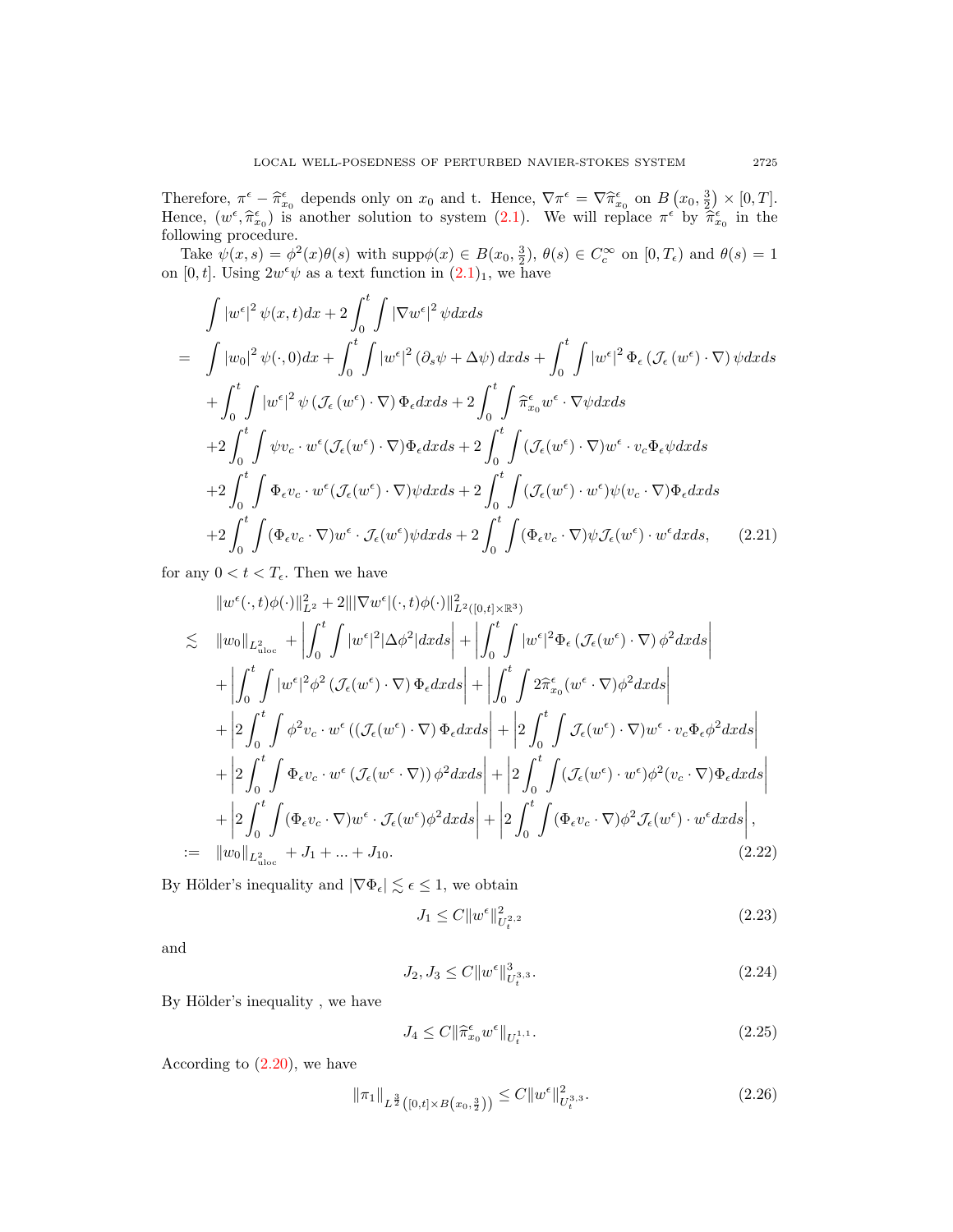Therefore, $\pi^\epsilon - \widehat{\pi}^\epsilon_{x_0}$ depends only on $x_0$ and t. Hence, $\nabla\pi^\epsilon = \nabla\widehat{\pi}^\epsilon_{x_0}$ on $B\left(x_0, \frac{3}{2}\right) \times [0,T]$. Hence, $(w^\epsilon, \widehat{\pi}^\epsilon_{x_0})$ is another solution to system (2.1). We will replace $\pi^\epsilon$ by $\widehat{\pi}^\epsilon_{x_0}$ in the following procedure.

Take $\psi(x,s) = \phi^2(x)\theta(s)$ with $\text{supp}\phi(x) \in B(x_0, \frac{3}{2})$, $\theta(s) \in C_c^\infty$ on $[0, T_\epsilon)$ and $\theta(s) = 1$ on $[0,t]$. Using $2w^\epsilon\psi$ as a text function in $(2.1)_1$, we have

$$
\begin{aligned}
&\int |w^\epsilon|^2 \psi(x,t)dx + 2\int_0^t \int |\nabla w^\epsilon|^2 \psi dxds \\
= \quad & \int |w_0|^2 \psi(\cdot, 0)dx + \int_0^t \int |w^\epsilon|^2 \left(\partial_s\psi + \Delta\psi\right) dxds + \int_0^t \int |w^\epsilon|^2 \Phi_\epsilon \left(\mathcal{J}_\epsilon\left(w^\epsilon\right) \cdot \nabla\right) \psi dxds \\
&+ \int_0^t \int |w^\epsilon|^2 \psi \left(\mathcal{J}_\epsilon\left(w^\epsilon\right) \cdot \nabla\right) \Phi_\epsilon dxds + 2\int_0^t \int \widehat{\pi}^\epsilon_{x_0} w^\epsilon \cdot \nabla\psi dxds \\
&+ 2\int_0^t \int \psi v_c \cdot w^\epsilon (\mathcal{J}_\epsilon(w^\epsilon) \cdot \nabla)\Phi_\epsilon dxds + 2\int_0^t \int (\mathcal{J}_\epsilon(w^\epsilon) \cdot \nabla)w^\epsilon \cdot v_c \Phi_\epsilon \psi dxds \\
&+ 2\int_0^t \int \Phi_\epsilon v_c \cdot w^\epsilon (\mathcal{J}_\epsilon(w^\epsilon) \cdot \nabla)\psi dxds + 2\int_0^t \int (\mathcal{J}_\epsilon(w^\epsilon) \cdot w^\epsilon)\psi(v_c \cdot \nabla)\Phi_\epsilon dxds \\
&+ 2\int_0^t \int (\Phi_\epsilon v_c \cdot \nabla)w^\epsilon \cdot \mathcal{J}_\epsilon(w^\epsilon)\psi dxds + 2\int_0^t \int (\Phi_\epsilon v_c \cdot \nabla)\psi \mathcal{J}_\epsilon(w^\epsilon) \cdot w^\epsilon dxds,
\end{aligned}
\tag{2.21}
$$

for any $0 < t < T_\epsilon$. Then we have

$$
\begin{aligned}
&\|w^\epsilon(\cdot,t)\phi(\cdot)\|^2_{L^2} + 2\||\nabla w^\epsilon|(\cdot,t)\phi(\cdot)\|^2_{L^2([0,t]\times\mathbb{R}^3)} \\
\lesssim \quad & \|w_0\|_{L^2_{\text{uloc}}} + \left|\int_0^t \int |w^\epsilon|^2 |\Delta\phi^2| dxds\right| + \left|\int_0^t \int |w^\epsilon|^2 \Phi_\epsilon \left(\mathcal{J}_\epsilon\left(w^\epsilon\right) \cdot \nabla\right) \phi^2 dxds\right| \\
&+ \left|\int_0^t \int |w^\epsilon|^2 \phi^2 \left(\mathcal{J}_\epsilon\left(w^\epsilon\right) \cdot \nabla\right) \Phi_\epsilon dxds\right| + \left|\int_0^t \int 2\widehat{\pi}^\epsilon_{x_0} (w^\epsilon \cdot \nabla)\phi^2 dxds\right| \\
&+ \left|2\int_0^t \int \phi^2 v_c \cdot w^\epsilon \left((\mathcal{J}_\epsilon(w^\epsilon) \cdot \nabla)\Phi_\epsilon dxds\right.\right| + \left|2\int_0^t \int \mathcal{J}_\epsilon(w^\epsilon) \cdot \nabla)w^\epsilon \cdot v_c \Phi_\epsilon \phi^2 dxds\right| \\
&+ \left|2\int_0^t \int \Phi_\epsilon v_c \cdot w^\epsilon \left(\mathcal{J}_\epsilon(w^\epsilon \cdot \nabla)\right) \phi^2 dxds\right| + \left|2\int_0^t \int (\mathcal{J}_\epsilon(w^\epsilon) \cdot w^\epsilon)\phi^2 (v_c \cdot \nabla)\Phi_\epsilon dxds\right| \\
&+ \left|2\int_0^t \int (\Phi_\epsilon v_c \cdot \nabla)w^\epsilon \cdot \mathcal{J}_\epsilon(w^\epsilon)\phi^2 dxds\right| + \left|2\int_0^t \int (\Phi_\epsilon v_c \cdot \nabla)\phi^2 \mathcal{J}_\epsilon(w^\epsilon) \cdot w^\epsilon dxds\right|, \\
:= \quad & \|w_0\|_{L^2_{\text{uloc}}} + J_1 + ... + J_{10}.
\end{aligned}
\tag{2.22}
$$

By Hölder's inequality and $|\nabla\Phi_\epsilon| \lesssim \epsilon \leq 1$, we obtain

$$
J_1 \leq C\|w^\epsilon\|^2_{U^{2,2}_t} \tag{2.23}
$$

and

$$
J_2, J_3 \leq C\|w^\epsilon\|^3_{U^{3,3}_t}. \tag{2.24}
$$

By Hölder's inequality , we have

$$
J_4 \leq C\|\widehat{\pi}^\epsilon_{x_0} w^\epsilon\|_{U^{1,1}_t}. \tag{2.25}
$$

According to (2.20), we have

$$
\|\pi_1\|_{L^{\frac{3}{2}}\left([0,t]\times B\left(x_0, \frac{3}{2}\right)\right)} \leq C\|w^\epsilon\|^2_{U^{3,3}_t}. \tag{2.26}
$$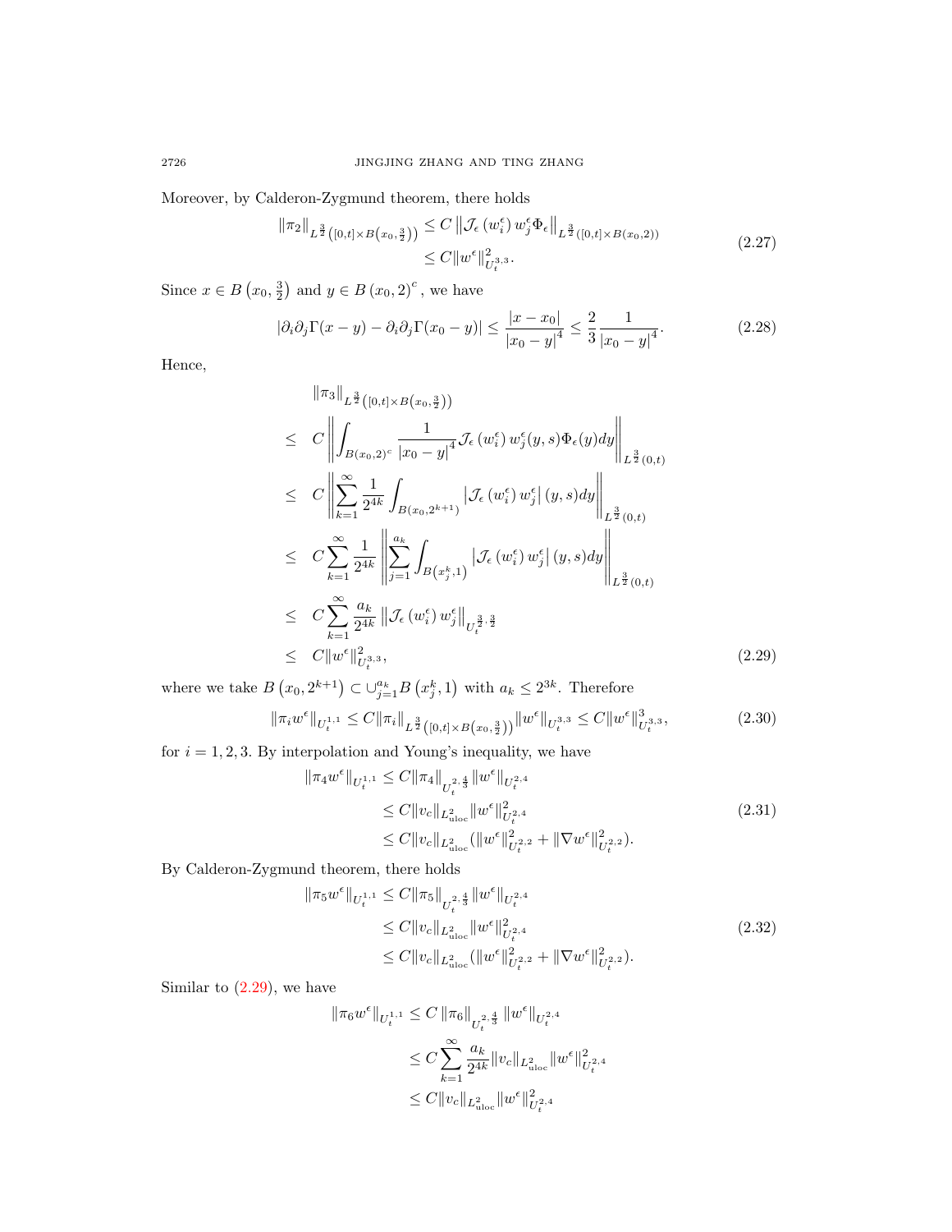Moreover, by Calderon-Zygmund theorem, there holds

$$
\begin{aligned}
\|\pi_2\|_{L^{\frac{3}{2}}\left([0,t]\times B\left(x_0,\frac{3}{2}\right)\right)} &\le C\left\|\mathcal{J}_\epsilon\left(w_i^\epsilon\right)w_j^\epsilon\Phi_\epsilon\right\|_{L^{\frac{3}{2}}([0,t]\times B(x_0,2))} \\
&\le C\|w^\epsilon\|_{U_t^{3,3}}^2.
\end{aligned}
\tag{2.27}
$$

Since $x\in B\left(x_0,\frac{3}{2}\right)$ and $y\in B\left(x_0,2\right)^c$, we have

$$
|\partial_i\partial_j\Gamma(x-y)-\partial_i\partial_j\Gamma(x_0-y)|\le\frac{|x-x_0|}{|x_0-y|^4}\le\frac{2}{3}\frac{1}{|x_0-y|^4}.
\tag{2.28}
$$

Hence,

$$
\begin{aligned}
&\|\pi_3\|_{L^{\frac{3}{2}}\left([0,t]\times B\left(x_0,\frac{3}{2}\right)\right)} \\
\le\;& C\left\|\int_{B(x_0,2)^c}\frac{1}{|x_0-y|^4}\mathcal{J}_\epsilon\left(w_i^\epsilon\right)w_j^\epsilon(y,s)\Phi_\epsilon(y)dy\right\|_{L^{\frac{3}{2}}(0,t)} \\
\le\;& C\left\|\sum_{k=1}^{\infty}\frac{1}{2^{4k}}\int_{B(x_0,2^{k+1})}\left|\mathcal{J}_\epsilon\left(w_i^\epsilon\right)w_j^\epsilon\right|(y,s)dy\right\|_{L^{\frac{3}{2}}(0,t)} \\
\le\;& C\sum_{k=1}^{\infty}\frac{1}{2^{4k}}\left\|\sum_{j=1}^{a_k}\int_{B\left(x_j^k,1\right)}\left|\mathcal{J}_\epsilon\left(w_i^\epsilon\right)w_j^\epsilon\right|(y,s)dy\right\|_{L^{\frac{3}{2}}(0,t)} \\
\le\;& C\sum_{k=1}^{\infty}\frac{a_k}{2^{4k}}\left\|\mathcal{J}_\epsilon\left(w_i^\epsilon\right)w_j^\epsilon\right\|_{U_t^{\frac{3}{2},\frac{3}{2}}} \\
\le\;& C\|w^\epsilon\|_{U_t^{3,3}}^2,
\end{aligned}
\tag{2.29}
$$

where we take $B\left(x_0,2^{k+1}\right)\subset\cup_{j=1}^{a_k}B\left(x_j^k,1\right)$ with $a_k\le 2^{3k}$. Therefore

$$
\|\pi_iw^\epsilon\|_{U_t^{1,1}}\le C\|\pi_i\|_{L^{\frac{3}{2}}\left([0,t]\times B\left(x_0,\frac{3}{2}\right)\right)}\|w^\epsilon\|_{U_t^{3,3}}\le C\|w^\epsilon\|_{U_t^{3,3}}^3,
\tag{2.30}
$$

for $i=1,2,3$. By interpolation and Young's inequality, we have

$$
\begin{aligned}
\|\pi_4w^\epsilon\|_{U_t^{1,1}} &\le C\|\pi_4\|_{U_t^{2,\frac{4}{3}}}\|w^\epsilon\|_{U_t^{2,4}} \\
&\le C\|v_c\|_{L^2_{\mathrm{uloc}}}\|w^\epsilon\|_{U_t^{2,4}}^2 \\
&\le C\|v_c\|_{L^2_{\mathrm{uloc}}}(\|w^\epsilon\|_{U_t^{2,2}}^2+\|\nabla w^\epsilon\|_{U_t^{2,2}}^2).
\end{aligned}
\tag{2.31}
$$

By Calderon-Zygmund theorem, there holds

$$
\begin{aligned}
\|\pi_5w^\epsilon\|_{U_t^{1,1}} &\le C\|\pi_5\|_{U_t^{2,\frac{4}{3}}}\|w^\epsilon\|_{U_t^{2,4}} \\
&\le C\|v_c\|_{L^2_{\mathrm{uloc}}}\|w^\epsilon\|_{U_t^{2,4}}^2 \\
&\le C\|v_c\|_{L^2_{\mathrm{uloc}}}(\|w^\epsilon\|_{U_t^{2,2}}^2+\|\nabla w^\epsilon\|_{U_t^{2,2}}^2).
\end{aligned}
\tag{2.32}
$$

Similar to (2.29), we have

$$
\begin{aligned}
\|\pi_6w^\epsilon\|_{U_t^{1,1}} &\le C\left\|\pi_6\right\|_{U_t^{2,\frac{4}{3}}}\left\|w^\epsilon\right\|_{U_t^{2,4}} \\
&\le C\sum_{k=1}^{\infty}\frac{a_k}{2^{4k}}\|v_c\|_{L^2_{\mathrm{uloc}}}\|w^\epsilon\|_{U_t^{2,4}}^2 \\
&\le C\|v_c\|_{L^2_{\mathrm{uloc}}}\|w^\epsilon\|_{U_t^{2,4}}^2
\end{aligned}
$$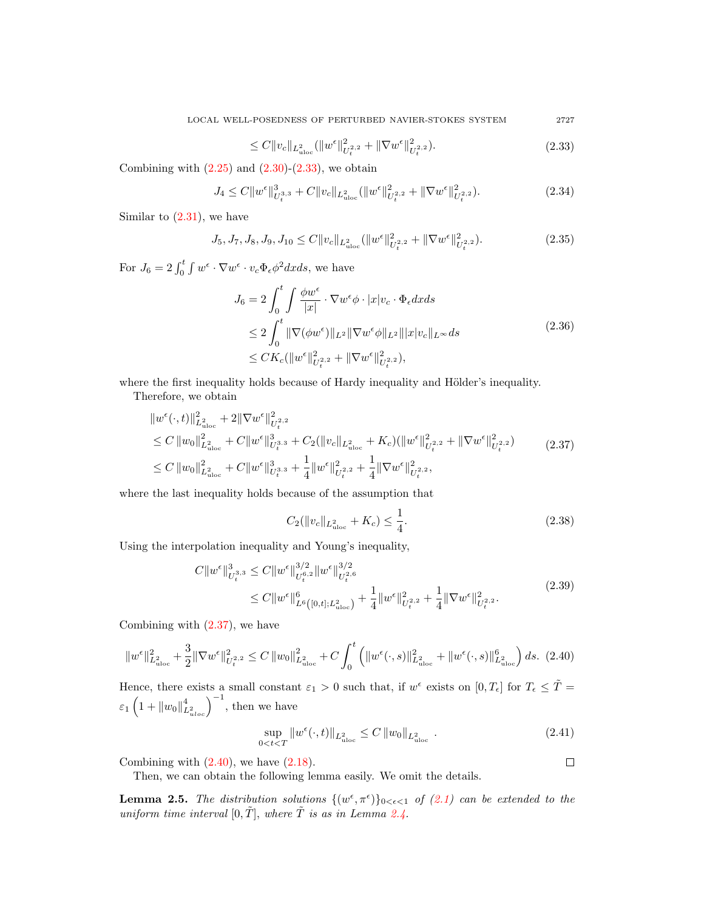$$\leq C\|v_c\|_{L^2_{\rm uloc}}(\|w^\epsilon\|^2_{U_t^{2,2}}+\|\nabla w^\epsilon\|^2_{U_t^{2,2}}). \tag{2.33}$$

Combining with (2.25) and (2.30)-(2.33), we obtain

$$J_4\leq C\|w^\epsilon\|^3_{U_t^{3,3}}+C\|v_c\|_{L^2_{\rm uloc}}(\|w^\epsilon\|^2_{U_t^{2,2}}+\|\nabla w^\epsilon\|^2_{U_t^{2,2}}). \tag{2.34}$$

Similar to (2.31), we have

$$J_5,J_7,J_8,J_9,J_{10}\leq C\|v_c\|_{L^2_{\rm uloc}}(\|w^\epsilon\|^2_{U_t^{2,2}}+\|\nabla w^\epsilon\|^2_{U_t^{2,2}}). \tag{2.35}$$

For $J_6=2\int_0^t\int w^\epsilon\cdot\nabla w^\epsilon\cdot v_c\Phi_\epsilon\phi^2dxds$, we have

$$\begin{aligned}
J_6&=2\int_0^t\int\frac{\phi w^\epsilon}{|x|}\cdot\nabla w^\epsilon\phi\cdot|x|v_c\cdot\Phi_\epsilon dxds\\
&\leq 2\int_0^t\|\nabla(\phi w^\epsilon)\|_{L^2}\|\nabla w^\epsilon\phi\|_{L^2}\||x|v_c\|_{L^\infty}ds\\
&\leq CK_c(\|w^\epsilon\|^2_{U_t^{2,2}}+\|\nabla w^\epsilon\|^2_{U_t^{2,2}}),
\end{aligned} \tag{2.36}$$

where the first inequality holds because of Hardy inequality and Hölder's inequality.

Therefore, we obtain

$$\begin{aligned}
&\|w^\epsilon(\cdot,t)\|^2_{L^2_{\rm uloc}}+2\|\nabla w^\epsilon\|^2_{U_t^{2,2}}\\
&\leq C\|w_0\|^2_{L^2_{\rm uloc}}+C\|w^\epsilon\|^3_{U_t^{3,3}}+C_2(\|v_c\|_{L^2_{\rm uloc}}+K_c)(\|w^\epsilon\|^2_{U_t^{2,2}}+\|\nabla w^\epsilon\|^2_{U_t^{2,2}})\\
&\leq C\|w_0\|^2_{L^2_{\rm uloc}}+C\|w^\epsilon\|^3_{U_t^{3,3}}+\frac14\|w^\epsilon\|^2_{U_t^{2,2}}+\frac14\|\nabla w^\epsilon\|^2_{U_t^{2,2}},
\end{aligned} \tag{2.37}$$

where the last inequality holds because of the assumption that

$$C_2(\|v_c\|_{L^2_{\rm uloc}}+K_c)\leq\frac14. \tag{2.38}$$

Using the interpolation inequality and Young's inequality,

$$\begin{aligned}
C\|w^\epsilon\|^3_{U_t^{3,3}}&\leq C\|w^\epsilon\|^{3/2}_{U_t^{6,2}}\|w^\epsilon\|^{3/2}_{U_t^{2,6}}\\
&\leq C\|w^\epsilon\|^6_{L^6([0,t];L^2_{\rm uloc})}+\frac14\|w^\epsilon\|^2_{U_t^{2,2}}+\frac14\|\nabla w^\epsilon\|^2_{U_t^{2,2}}.
\end{aligned} \tag{2.39}$$

Combining with (2.37), we have

$$\|w^\epsilon\|^2_{L^2_{\rm uloc}}+\frac32\|\nabla w^\epsilon\|^2_{U_t^{2,2}}\leq C\|w_0\|^2_{L^2_{\rm uloc}}+C\int_0^t\left(\|w^\epsilon(\cdot,s)\|^2_{L^2_{\rm uloc}}+\|w^\epsilon(\cdot,s)\|^6_{L^2_{\rm uloc}}\right)ds. \tag{2.40}$$

Hence, there exists a small constant $\varepsilon_1>0$ such that, if $w^\epsilon$ exists on $[0,T_\epsilon]$ for $T_\epsilon\leq\tilde T=\varepsilon_1\left(1+\|w_0\|^4_{L^2_{uloc}}\right)^{-1}$, then we have

$$\sup_{0<t<T}\|w^\epsilon(\cdot,t)\|_{L^2_{\rm uloc}}\leq C\|w_0\|_{L^2_{\rm uloc}}. \tag{2.41}$$

Combining with (2.40), we have (2.18). $\square$

Then, we can obtain the following lemma easily. We omit the details.

**Lemma 2.5.** *The distribution solutions $\{(w^\epsilon,\pi^\epsilon)\}_{0<\epsilon<1}$ of (2.1) can be extended to the uniform time interval $[0,\tilde T]$, where $\tilde T$ is as in Lemma 2.4.*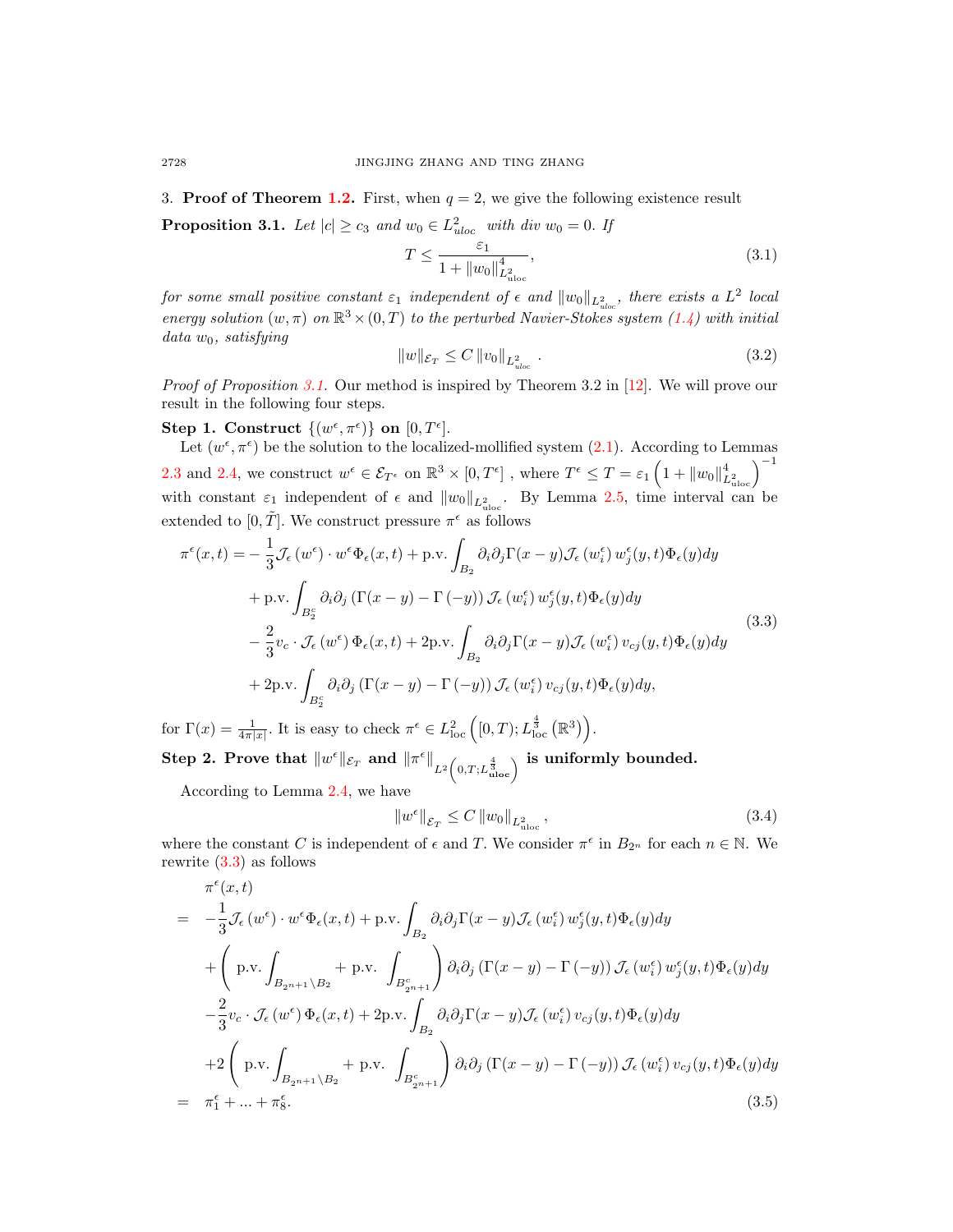3. **Proof of Theorem 1.2.** First, when $q=2$, we give the following existence result

**Proposition 3.1.** *Let $|c| \geq c_3$ and $w_0 \in L^2_{uloc}$ with div $w_0 = 0$. If*

$$T \leq \frac{\varepsilon_1}{1+\|w_0\|^4_{L^2_{\text{uloc}}}}, \tag{3.1}$$

*for some small positive constant $\varepsilon_1$ independent of $\epsilon$ and $\|w_0\|_{L^2_{uloc}}$, there exists a $L^2$ local energy solution $(w,\pi)$ on $\mathbb{R}^3 \times (0,T)$ to the perturbed Navier-Stokes system (1.4) with initial data $w_0$, satisfying*

$$\|w\|_{\mathcal{E}_T} \leq C\,\|v_0\|_{L^2_{uloc}}\ . \tag{3.2}$$

*Proof of Proposition 3.1.* Our method is inspired by Theorem 3.2 in [12]. We will prove our result in the following four steps.

**Step 1. Construct $\{(w^\epsilon, \pi^\epsilon)\}$ on $[0, T^\epsilon]$.**

Let $(w^\epsilon, \pi^\epsilon)$ be the solution to the localized-mollified system (2.1). According to Lemmas 2.3 and 2.4, we construct $w^\epsilon \in \mathcal{E}_{T^\epsilon}$ on $\mathbb{R}^3 \times [0, T^\epsilon]$ , where $T^\epsilon \leq T = \varepsilon_1\left(1+\|w_0\|^4_{L^2_{\text{uloc}}}\right)^{-1}$ with constant $\varepsilon_1$ independent of $\epsilon$ and $\|w_0\|_{L^2_{\text{uloc}}}$. By Lemma 2.5, time interval can be extended to $[0,\tilde{T}]$. We construct pressure $\pi^\epsilon$ as follows

$$\begin{aligned}
\pi^\epsilon(x,t) =& -\frac{1}{3}\mathcal{J}_\epsilon\left(w^\epsilon\right)\cdot w^\epsilon \Phi_\epsilon(x,t) + \text{p.v.}\int_{B_2} \partial_i\partial_j \Gamma(x-y)\mathcal{J}_\epsilon\left(w_i^\epsilon\right)w_j^\epsilon(y,t)\Phi_\epsilon(y)dy \\
&+ \text{p.v.}\int_{B_2^c} \partial_i\partial_j\left(\Gamma(x-y)-\Gamma\left(-y\right)\right)\mathcal{J}_\epsilon\left(w_i^\epsilon\right)w_j^\epsilon(y,t)\Phi_\epsilon(y)dy \\
&- \frac{2}{3}v_c\cdot \mathcal{J}_\epsilon\left(w^\epsilon\right)\Phi_\epsilon(x,t) + 2\text{p.v.}\int_{B_2}\partial_i\partial_j\Gamma(x-y)\mathcal{J}_\epsilon\left(w_i^\epsilon\right)v_{cj}(y,t)\Phi_\epsilon(y)dy \\
&+ 2\text{p.v.}\int_{B_2^c}\partial_i\partial_j\left(\Gamma(x-y)-\Gamma\left(-y\right)\right)\mathcal{J}_\epsilon\left(w_i^\epsilon\right)v_{cj}(y,t)\Phi_\epsilon(y)dy,
\end{aligned} \tag{3.3}$$

for $\Gamma(x) = \frac{1}{4\pi|x|}$. It is easy to check $\pi^\epsilon \in L^2_{\text{loc}}\left([0,T); L^{\frac{4}{3}}_{\text{loc}}\left(\mathbb{R}^3\right)\right)$.

**Step 2. Prove that $\|w^\epsilon\|_{\mathcal{E}_T}$ and $\|\pi^\epsilon\|_{L^2\left(0,T;L^{\frac{4}{3}}_{\text{uloc}}\right)}$ is uniformly bounded.**

According to Lemma 2.4, we have

$$\|w^\epsilon\|_{\mathcal{E}_T} \leq C\,\|w_0\|_{L^2_{\text{uloc}}}, \tag{3.4}$$

where the constant $C$ is independent of $\epsilon$ and $T$. We consider $\pi^\epsilon$ in $B_{2^n}$ for each $n \in \mathbb{N}$. We rewrite (3.3) as follows

$$\begin{aligned}
&\pi^\epsilon(x,t) \\
=&\ -\frac{1}{3}\mathcal{J}_\epsilon\left(w^\epsilon\right)\cdot w^\epsilon\Phi_\epsilon(x,t) + \text{p.v.}\int_{B_2}\partial_i\partial_j\Gamma(x-y)\mathcal{J}_\epsilon\left(w_i^\epsilon\right)w_j^\epsilon(y,t)\Phi_\epsilon(y)dy \\
&+\left(\text{p.v.}\int_{B_{2^{n+1}}\setminus B_2} + \text{p.v.}\int_{B^c_{2^{n+1}}}\right)\partial_i\partial_j\left(\Gamma(x-y)-\Gamma\left(-y\right)\right)\mathcal{J}_\epsilon\left(w_i^\epsilon\right)w_j^\epsilon(y,t)\Phi_\epsilon(y)dy \\
&-\frac{2}{3}v_c\cdot\mathcal{J}_\epsilon\left(w^\epsilon\right)\Phi_\epsilon(x,t) + 2\text{p.v.}\int_{B_2}\partial_i\partial_j\Gamma(x-y)\mathcal{J}_\epsilon\left(w_i^\epsilon\right)v_{cj}(y,t)\Phi_\epsilon(y)dy \\
&+2\left(\text{p.v.}\int_{B_{2^{n+1}}\setminus B_2} + \text{p.v.}\int_{B^c_{2^{n+1}}}\right)\partial_i\partial_j\left(\Gamma(x-y)-\Gamma\left(-y\right)\right)\mathcal{J}_\epsilon\left(w_i^\epsilon\right)v_{cj}(y,t)\Phi_\epsilon(y)dy \\
=&\ \pi_1^\epsilon + \ldots + \pi_8^\epsilon.
\end{aligned} \tag{3.5}$$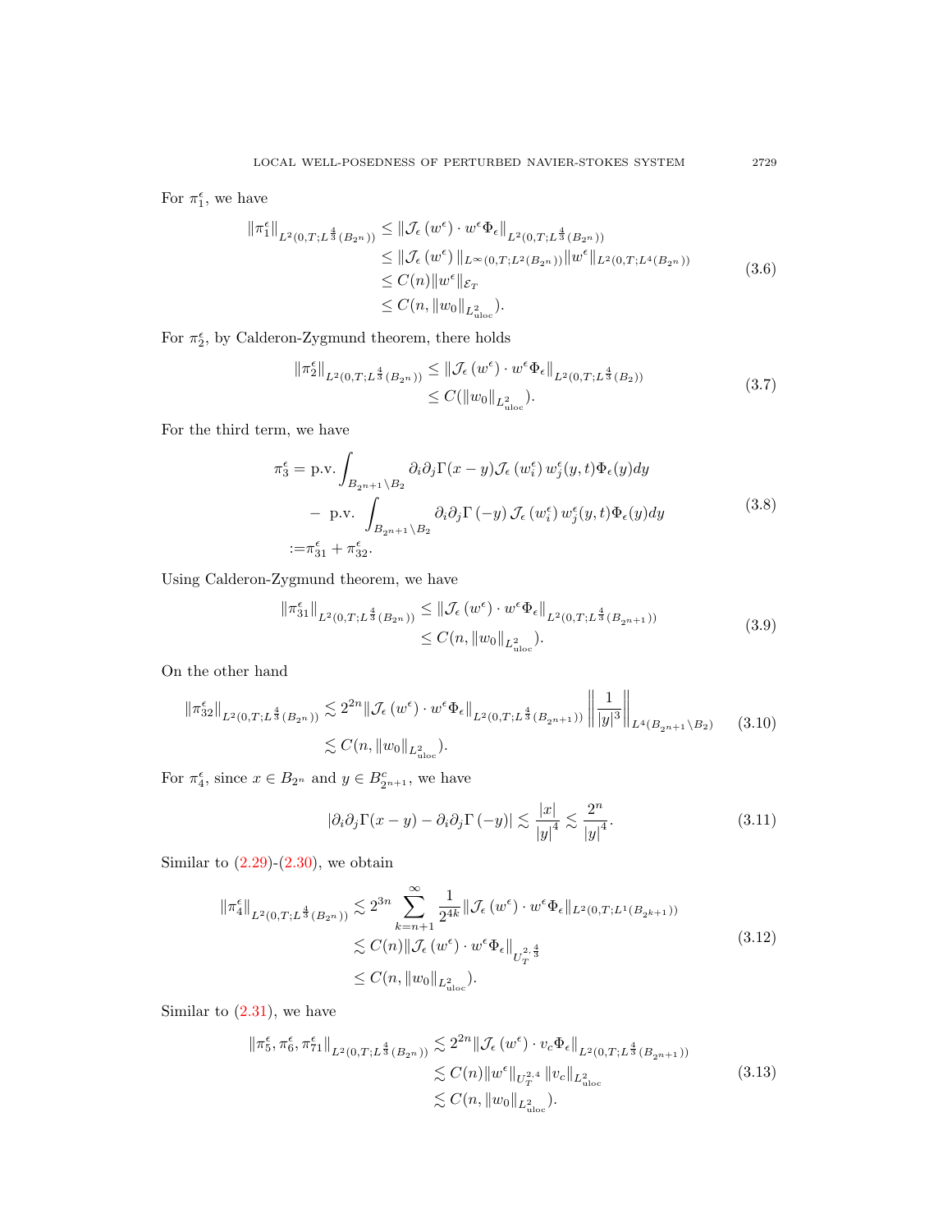For $\pi_1^\epsilon$, we have

$$
\begin{aligned}
\|\pi_1^\epsilon\|_{L^2(0,T;L^{\frac{4}{3}}(B_{2^n}))} &\leq \|\mathcal{J}_\epsilon(w^\epsilon)\cdot w^\epsilon\Phi_\epsilon\|_{L^2(0,T;L^{\frac{4}{3}}(B_{2^n}))} \\
&\leq \|\mathcal{J}_\epsilon(w^\epsilon)\|_{L^\infty(0,T;L^2(B_{2^n}))}\|w^\epsilon\|_{L^2(0,T;L^4(B_{2^n}))} \\
&\leq C(n)\|w^\epsilon\|_{\mathcal{E}_T} \\
&\leq C(n,\|w_0\|_{L^2_{\text{uloc}}}).
\end{aligned}
\tag{3.6}
$$

For $\pi_2^\epsilon$, by Calderon-Zygmund theorem, there holds

$$
\begin{aligned}
\|\pi_2^\epsilon\|_{L^2(0,T;L^{\frac{4}{3}}(B_{2^n}))} &\leq \|\mathcal{J}_\epsilon(w^\epsilon)\cdot w^\epsilon\Phi_\epsilon\|_{L^2(0,T;L^{\frac{4}{3}}(B_2))} \\
&\leq C(\|w_0\|_{L^2_{\text{uloc}}}).
\end{aligned}
\tag{3.7}
$$

For the third term, we have

$$
\begin{aligned}
\pi_3^\epsilon = &\ \text{p.v.}\int_{B_{2^{n+1}}\setminus B_2}\partial_i\partial_j\Gamma(x-y)\mathcal{J}_\epsilon(w_i^\epsilon)\,w_j^\epsilon(y,t)\Phi_\epsilon(y)dy \\
&-\ \text{p.v.}\int_{B_{2^{n+1}}\setminus B_2}\partial_i\partial_j\Gamma(-y)\,\mathcal{J}_\epsilon(w_i^\epsilon)\,w_j^\epsilon(y,t)\Phi_\epsilon(y)dy \\
:=&\pi_{31}^\epsilon + \pi_{32}^\epsilon.
\end{aligned}
\tag{3.8}
$$

Using Calderon-Zygmund theorem, we have

$$
\begin{aligned}
\|\pi_{31}^\epsilon\|_{L^2(0,T;L^{\frac{4}{3}}(B_{2^n}))} &\leq \|\mathcal{J}_\epsilon(w^\epsilon)\cdot w^\epsilon\Phi_\epsilon\|_{L^2(0,T;L^{\frac{4}{3}}(B_{2^{n+1}}))} \\
&\leq C(n,\|w_0\|_{L^2_{\text{uloc}}}).
\end{aligned}
\tag{3.9}
$$

On the other hand

$$
\begin{aligned}
\|\pi_{32}^\epsilon\|_{L^2(0,T;L^{\frac{4}{3}}(B_{2^n}))} &\lesssim 2^{2n}\|\mathcal{J}_\epsilon(w^\epsilon)\cdot w^\epsilon\Phi_\epsilon\|_{L^2(0,T;L^{\frac{4}{3}}(B_{2^{n+1}}))}\left\|\frac{1}{|y|^3}\right\|_{L^4(B_{2^{n+1}}\setminus B_2)} \\
&\lesssim C(n,\|w_0\|_{L^2_{\text{uloc}}}).
\end{aligned}
\tag{3.10}
$$

For $\pi_4^\epsilon$, since $x\in B_{2^n}$ and $y\in B_{2^{n+1}}^c$, we have

$$
|\partial_i\partial_j\Gamma(x-y)-\partial_i\partial_j\Gamma(-y)| \lesssim \frac{|x|}{|y|^4}\lesssim\frac{2^n}{|y|^4}.
\tag{3.11}
$$

Similar to (2.29)-(2.30), we obtain

$$
\begin{aligned}
\|\pi_4^\epsilon\|_{L^2(0,T;L^{\frac{4}{3}}(B_{2^n}))} &\lesssim 2^{3n}\sum_{k=n+1}^{\infty}\frac{1}{2^{4k}}\|\mathcal{J}_\epsilon(w^\epsilon)\cdot w^\epsilon\Phi_\epsilon\|_{L^2(0,T;L^1(B_{2^{k+1}}))} \\
&\lesssim C(n)\|\mathcal{J}_\epsilon(w^\epsilon)\cdot w^\epsilon\Phi_\epsilon\|_{U_T^{2,\frac{4}{3}}} \\
&\leq C(n,\|w_0\|_{L^2_{\text{uloc}}}).
\end{aligned}
\tag{3.12}
$$

Similar to (2.31), we have

$$
\begin{aligned}
\|\pi_5^\epsilon,\pi_6^\epsilon,\pi_{71}^\epsilon\|_{L^2(0,T;L^{\frac{4}{3}}(B_{2^n}))} &\lesssim 2^{2n}\|\mathcal{J}_\epsilon(w^\epsilon)\cdot v_c\Phi_\epsilon\|_{L^2(0,T;L^{\frac{4}{3}}(B_{2^{n+1}}))} \\
&\lesssim C(n)\|w^\epsilon\|_{U_T^{2,4}}\|v_c\|_{L^2_{\text{uloc}}} \\
&\lesssim C(n,\|w_0\|_{L^2_{\text{uloc}}}).
\end{aligned}
\tag{3.13}
$$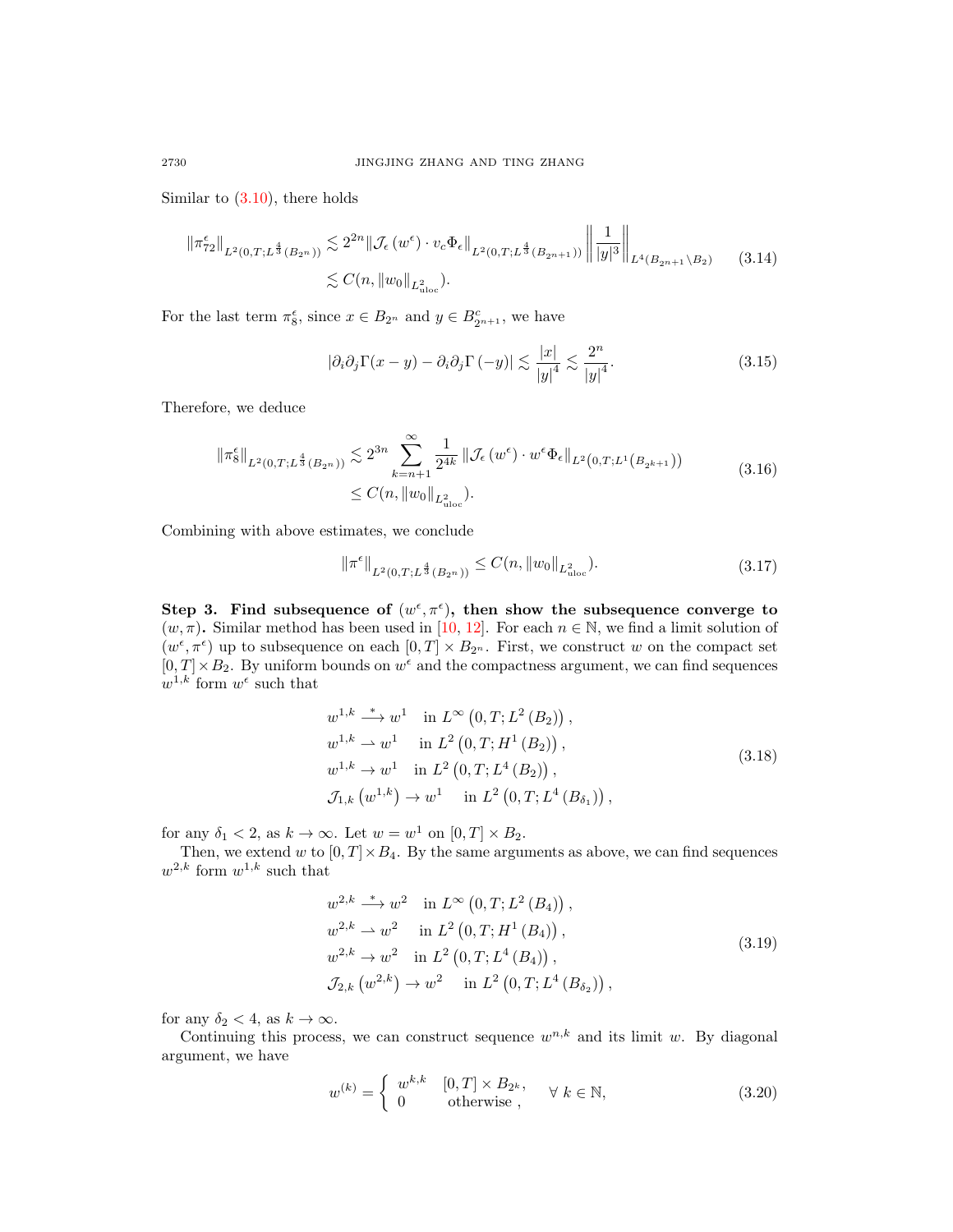Similar to (3.10), there holds

$$
\begin{aligned}
\|\pi_{72}^{\epsilon}\|_{L^2(0,T;L^{\frac{4}{3}}(B_{2^n}))} &\lesssim 2^{2n} \|\mathcal{J}_{\epsilon}(w^{\epsilon}) \cdot v_c \Phi_{\epsilon}\|_{L^2(0,T;L^{\frac{4}{3}}(B_{2^{n+1}}))} \left\| \frac{1}{|y|^3} \right\|_{L^4(B_{2^{n+1}} \setminus B_2)} \\
&\lesssim C(n, \|w_0\|_{L^2_{\mathrm{uloc}}}).
\end{aligned}
\tag{3.14}
$$

For the last term $\pi_8^{\epsilon}$, since $x \in B_{2^n}$ and $y \in B^c_{2^{n+1}}$, we have

$$
|\partial_i \partial_j \Gamma(x-y) - \partial_i \partial_j \Gamma(-y)| \lesssim \frac{|x|}{|y|^4} \lesssim \frac{2^n}{|y|^4}. \tag{3.15}
$$

Therefore, we deduce

$$
\begin{aligned}
\|\pi_8^{\epsilon}\|_{L^2(0,T;L^{\frac{4}{3}}(B_{2^n}))} &\lesssim 2^{3n} \sum_{k=n+1}^{\infty} \frac{1}{2^{4k}} \|\mathcal{J}_{\epsilon}(w^{\epsilon}) \cdot w^{\epsilon} \Phi_{\epsilon}\|_{L^2(0,T;L^1(B_{2^{k+1}}))} \\
&\leq C(n, \|w_0\|_{L^2_{\mathrm{uloc}}}).
\end{aligned}
\tag{3.16}
$$

Combining with above estimates, we conclude

$$
\|\pi^{\epsilon}\|_{L^2(0,T;L^{\frac{4}{3}}(B_{2^n}))} \leq C(n, \|w_0\|_{L^2_{\mathrm{uloc}}}). \tag{3.17}
$$

**Step 3. Find subsequence of $(w^{\epsilon}, \pi^{\epsilon})$, then show the subsequence converge to $(w, \pi)$.** Similar method has been used in [10, 12]. For each $n \in \mathbb{N}$, we find a limit solution of $(w^{\epsilon}, \pi^{\epsilon})$ up to subsequence on each $[0,T] \times B_{2^n}$. First, we construct $w$ on the compact set $[0,T] \times B_2$. By uniform bounds on $w^{\epsilon}$ and the compactness argument, we can find sequences $w^{1,k}$ form $w^{\epsilon}$ such that

$$
\begin{aligned}
& w^{1,k} \overset{*}{\longrightarrow} w^1 \quad \text{in } L^{\infty}\left(0,T;L^2\left(B_2\right)\right), \\
& w^{1,k} \rightharpoonup w^1 \quad \text{in } L^2\left(0,T;H^1\left(B_2\right)\right), \\
& w^{1,k} \to w^1 \quad \text{in } L^2\left(0,T;L^4\left(B_2\right)\right), \\
& \mathcal{J}_{1,k}\left(w^{1,k}\right) \to w^1 \quad \text{in } L^2\left(0,T;L^4\left(B_{\delta_1}\right)\right),
\end{aligned}
\tag{3.18}
$$

for any $\delta_1 < 2$, as $k \to \infty$. Let $w = w^1$ on $[0,T] \times B_2$.

Then, we extend $w$ to $[0,T] \times B_4$. By the same arguments as above, we can find sequences $w^{2,k}$ form $w^{1,k}$ such that

$$
\begin{aligned}
& w^{2,k} \overset{*}{\longrightarrow} w^2 \quad \text{in } L^{\infty}\left(0,T;L^2\left(B_4\right)\right), \\
& w^{2,k} \rightharpoonup w^2 \quad \text{in } L^2\left(0,T;H^1\left(B_4\right)\right), \\
& w^{2,k} \to w^2 \quad \text{in } L^2\left(0,T;L^4\left(B_4\right)\right), \\
& \mathcal{J}_{2,k}\left(w^{2,k}\right) \to w^2 \quad \text{in } L^2\left(0,T;L^4\left(B_{\delta_2}\right)\right),
\end{aligned}
\tag{3.19}
$$

for any $\delta_2 < 4$, as $k \to \infty$.

Continuing this process, we can construct sequence $w^{n,k}$ and its limit $w$. By diagonal argument, we have

$$
w^{(k)} = \begin{cases} w^{k,k} & [0,T] \times B_{2^k}, \\ 0 & \text{otherwise}, \end{cases} \quad \forall\, k \in \mathbb{N}, \tag{3.20}
$$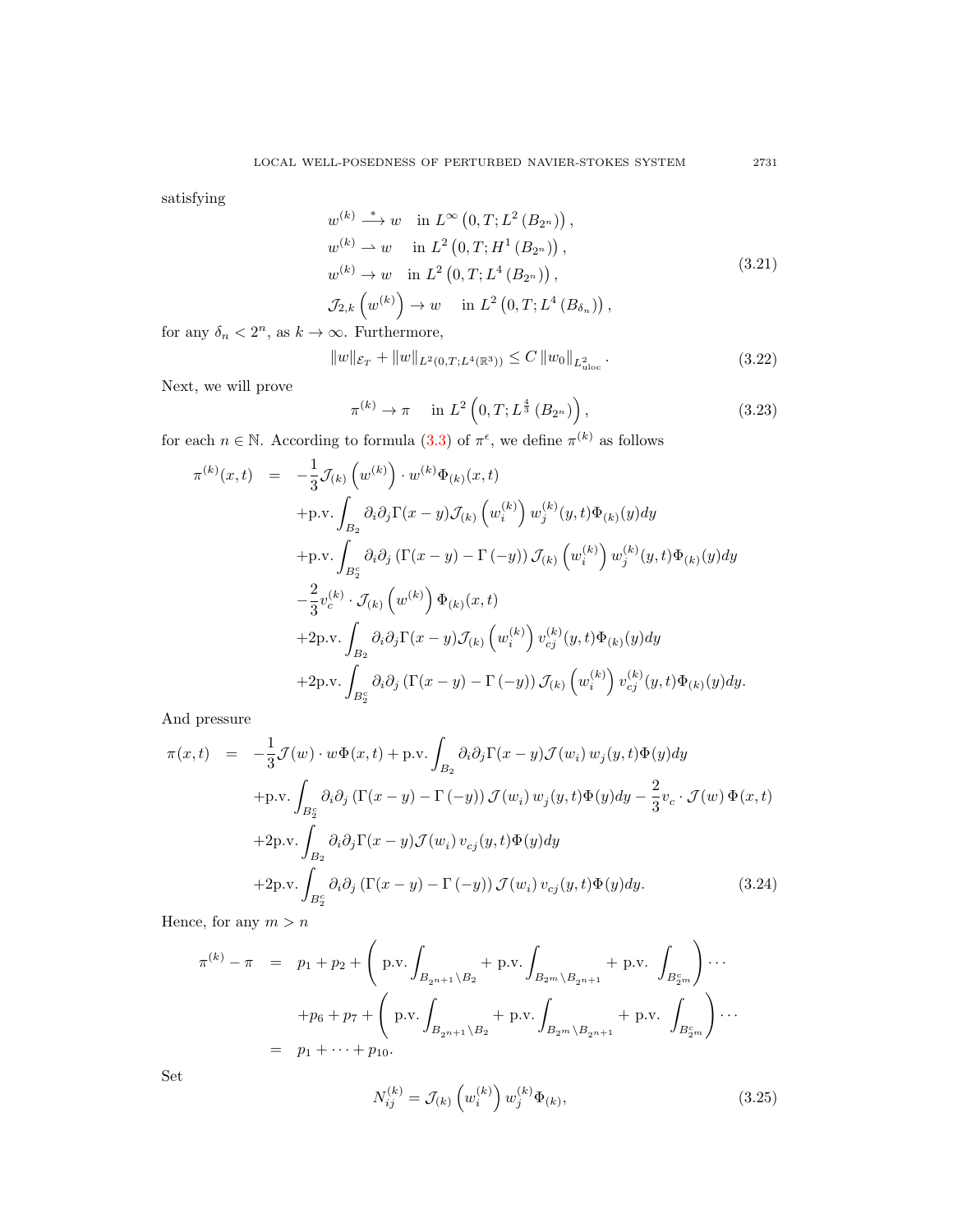satisfying

$$
\begin{aligned}
& w^{(k)} \stackrel{*}{\longrightarrow} w \quad \text{in } L^{\infty}\left(0,T;L^{2}\left(B_{2^n}\right)\right), \\
& w^{(k)} \rightharpoonup w \quad \text{in } L^{2}\left(0,T;H^{1}\left(B_{2^n}\right)\right), \\
& w^{(k)} \to w \quad \text{in } L^{2}\left(0,T;L^{4}\left(B_{2^n}\right)\right), \\
& \mathcal{J}_{2,k}\left(w^{(k)}\right) \to w \quad \text{in } L^{2}\left(0,T;L^{4}\left(B_{\delta_n}\right)\right),
\end{aligned}
\tag{3.21}
$$

for any $\delta_n < 2^n$, as $k \to \infty$. Furthermore,

$$
\|w\|_{\mathcal{E}_T} + \|w\|_{L^2(0,T;L^4(\mathbb{R}^3))} \leq C \|w_0\|_{L^2_{\text{uloc}}}. \tag{3.22}
$$

Next, we will prove

$$
\pi^{(k)} \to \pi \quad \text{in } L^2\left(0,T;L^{\frac{4}{3}}\left(B_{2^n}\right)\right), \tag{3.23}
$$

for each $n \in \mathbb{N}$. According to formula (3.3) of $\pi^{\epsilon}$, we define $\pi^{(k)}$ as follows

$$
\begin{aligned}
\pi^{(k)}(x,t) = & -\frac{1}{3}\mathcal{J}_{(k)}\left(w^{(k)}\right)\cdot w^{(k)}\Phi_{(k)}(x,t) \\
& + \text{p.v.}\int_{B_2} \partial_i\partial_j\Gamma(x-y)\mathcal{J}_{(k)}\left(w_i^{(k)}\right)w_j^{(k)}(y,t)\Phi_{(k)}(y)dy \\
& + \text{p.v.}\int_{B_2^c} \partial_i\partial_j\left(\Gamma(x-y)-\Gamma(-y)\right)\mathcal{J}_{(k)}\left(w_i^{(k)}\right)w_j^{(k)}(y,t)\Phi_{(k)}(y)dy \\
& -\frac{2}{3}v_c^{(k)}\cdot\mathcal{J}_{(k)}\left(w^{(k)}\right)\Phi_{(k)}(x,t) \\
& + 2\text{p.v.}\int_{B_2} \partial_i\partial_j\Gamma(x-y)\mathcal{J}_{(k)}\left(w_i^{(k)}\right)v_{cj}^{(k)}(y,t)\Phi_{(k)}(y)dy \\
& + 2\text{p.v.}\int_{B_2^c} \partial_i\partial_j\left(\Gamma(x-y)-\Gamma(-y)\right)\mathcal{J}_{(k)}\left(w_i^{(k)}\right)v_{cj}^{(k)}(y,t)\Phi_{(k)}(y)dy.
\end{aligned}
$$

And pressure

$$
\begin{aligned}
\pi(x,t) = & -\frac{1}{3}\mathcal{J}(w)\cdot w\Phi(x,t) + \text{p.v.}\int_{B_2}\partial_i\partial_j\Gamma(x-y)\mathcal{J}(w_i)\,w_j(y,t)\Phi(y)dy \\
& + \text{p.v.}\int_{B_2^c}\partial_i\partial_j\left(\Gamma(x-y)-\Gamma(-y)\right)\mathcal{J}(w_i)\,w_j(y,t)\Phi(y)dy - \frac{2}{3}v_c\cdot\mathcal{J}(w)\,\Phi(x,t) \\
& + 2\text{p.v.}\int_{B_2}\partial_i\partial_j\Gamma(x-y)\mathcal{J}(w_i)\,v_{cj}(y,t)\Phi(y)dy \\
& + 2\text{p.v.}\int_{B_2^c}\partial_i\partial_j\left(\Gamma(x-y)-\Gamma(-y)\right)\mathcal{J}(w_i)\,v_{cj}(y,t)\Phi(y)dy.
\end{aligned}
\tag{3.24}
$$

Hence, for any $m > n$

$$
\begin{aligned}
\pi^{(k)} - \pi = & \; p_1 + p_2 + \left(\text{p.v.}\int_{B_{2^{n+1}}\setminus B_2} + \text{p.v.}\int_{B_{2^m}\setminus B_{2^{n+1}}} + \text{p.v.}\int_{B_{2^m}^c}\right)\cdots \\
& + p_6 + p_7 + \left(\text{p.v.}\int_{B_{2^{n+1}}\setminus B_2} + \text{p.v.}\int_{B_{2^m}\setminus B_{2^{n+1}}} + \text{p.v.}\int_{B_{2^m}^c}\right)\cdots \\
= & \; p_1 + \cdots + p_{10}.
\end{aligned}
$$

Set

$$
N_{ij}^{(k)} = \mathcal{J}_{(k)}\left(w_i^{(k)}\right)w_j^{(k)}\Phi_{(k)}, \tag{3.25}
$$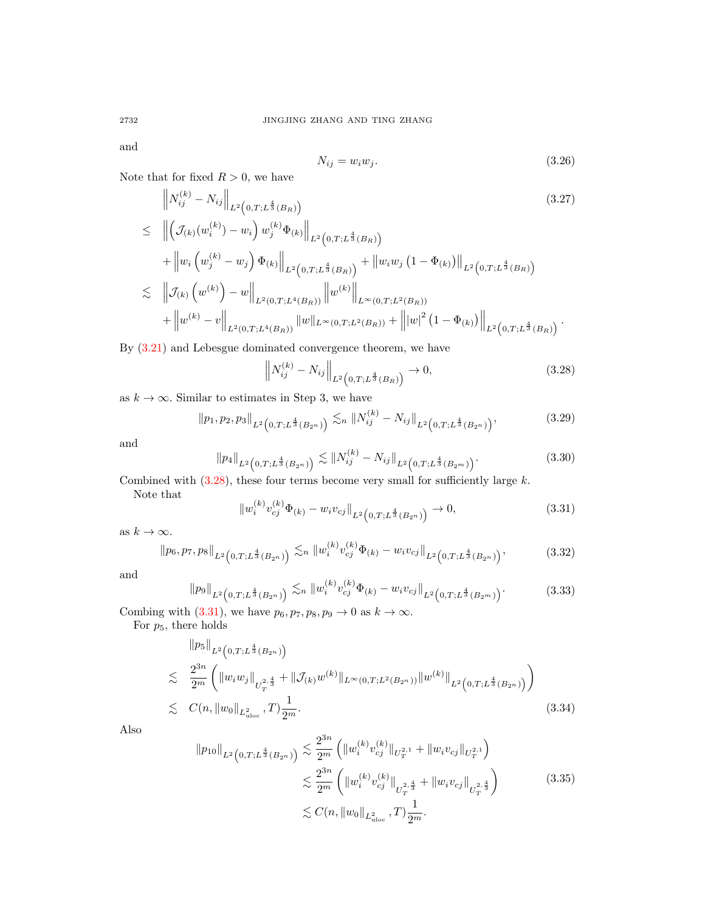and

$$N_{ij} = w_i w_j. \tag{3.26}$$

Note that for fixed $R > 0$, we have

$$\begin{aligned}
&\left\| N_{ij}^{(k)} - N_{ij} \right\|_{L^2\left(0,T;L^{\frac{4}{3}}(B_R)\right)} \\
\leq\ & \left\| \left( \mathcal{J}_{(k)}(w_i^{(k)}) - w_i \right) w_j^{(k)} \Phi_{(k)} \right\|_{L^2\left(0,T;L^{\frac{4}{3}}(B_R)\right)} \\
& + \left\| w_i \left( w_j^{(k)} - w_j \right) \Phi_{(k)} \right\|_{L^2\left(0,T;L^{\frac{4}{3}}(B_R)\right)} + \left\| w_i w_j \left( 1 - \Phi_{(k)} \right) \right\|_{L^2\left(0,T;L^{\frac{4}{3}}(B_R)\right)} \\
\lesssim\ & \left\| \mathcal{J}_{(k)} \left( w^{(k)} \right) - w \right\|_{L^2(0,T;L^4(B_R))} \left\| w^{(k)} \right\|_{L^\infty(0,T;L^2(B_R))} \\
& + \left\| w^{(k)} - v \right\|_{L^2(0,T;L^4(B_R))} \|w\|_{L^\infty(0,T;L^2(B_R))} + \left\| |w|^2 \left( 1 - \Phi_{(k)} \right) \right\|_{L^2\left(0,T;L^{\frac{4}{3}}(B_R)\right)}.
\end{aligned} \tag{3.27}$$

By (3.21) and Lebesgue dominated convergence theorem, we have

$$\left\| N_{ij}^{(k)} - N_{ij} \right\|_{L^2\left(0,T;L^{\frac{4}{3}}(B_R)\right)} \to 0, \tag{3.28}$$

as $k \to \infty$. Similar to estimates in Step 3, we have

$$\|p_1, p_2, p_3\|_{L^2\left(0,T;L^{\frac{4}{3}}(B_{2^n})\right)} \lesssim_n \|N_{ij}^{(k)} - N_{ij}\|_{L^2\left(0,T;L^{\frac{4}{3}}(B_{2^n})\right)}, \tag{3.29}$$

and

$$\|p_4\|_{L^2\left(0,T;L^{\frac{4}{3}}(B_{2^n})\right)} \lesssim \|N_{ij}^{(k)} - N_{ij}\|_{L^2\left(0,T;L^{\frac{4}{3}}(B_{2^m})\right)}. \tag{3.30}$$

Combined with (3.28), these four terms become very small for sufficiently large $k$.

Note that

$$\|w_i^{(k)} v_{cj}^{(k)} \Phi_{(k)} - w_i v_{cj}\|_{L^2\left(0,T;L^{\frac{4}{3}}(B_{2^n})\right)} \to 0, \tag{3.31}$$

as $k \to \infty$.

$$\|p_6, p_7, p_8\|_{L^2\left(0,T;L^{\frac{4}{3}}(B_{2^n})\right)} \lesssim_n \|w_i^{(k)} v_{cj}^{(k)} \Phi_{(k)} - w_i v_{cj}\|_{L^2\left(0,T;L^{\frac{4}{3}}(B_{2^n})\right)}, \tag{3.32}$$

and

$$\|p_9\|_{L^2\left(0,T;L^{\frac{4}{3}}(B_{2^n})\right)} \lesssim_n \|w_i^{(k)} v_{cj}^{(k)} \Phi_{(k)} - w_i v_{cj}\|_{L^2\left(0,T;L^{\frac{4}{3}}(B_{2^m})\right)}. \tag{3.33}$$

Combing with (3.31), we have $p_6, p_7, p_8, p_9 \to 0$ as $k \to \infty$.

For $p_5$, there holds

$$\begin{aligned}
&\|p_5\|_{L^2\left(0,T;L^{\frac{4}{3}}(B_{2^n})\right)} \\
\lesssim\ & \frac{2^{3n}}{2^m} \left( \|w_i w_j\|_{U_T^{2,\frac{4}{3}}} + \|\mathcal{J}_{(k)} w^{(k)}\|_{L^\infty(0,T;L^2(B_{2^n}))} \|w^{(k)}\|_{L^2\left(0,T;L^{\frac{4}{3}}(B_{2^n})\right)} \right) \\
\lesssim\ & C(n, \|w_0\|_{L^2_{\mathrm{uloc}}}, T) \frac{1}{2^m}.
\end{aligned} \tag{3.34}$$

Also

$$\begin{aligned}
\|p_{10}\|_{L^2\left(0,T;L^{\frac{4}{3}}(B_{2^n})\right)} &\lesssim \frac{2^{3n}}{2^m} \left( \|w_i^{(k)} v_{cj}^{(k)}\|_{U_T^{2,1}} + \|w_i v_{cj}\|_{U_T^{2,1}} \right) \\
&\lesssim \frac{2^{3n}}{2^m} \left( \|w_i^{(k)} v_{cj}^{(k)}\|_{U_T^{2,\frac{4}{3}}} + \|w_i v_{cj}\|_{U_T^{2,\frac{4}{3}}} \right) \\
&\lesssim C(n, \|w_0\|_{L^2_{\mathrm{uloc}}}, T) \frac{1}{2^m}.
\end{aligned} \tag{3.35}$$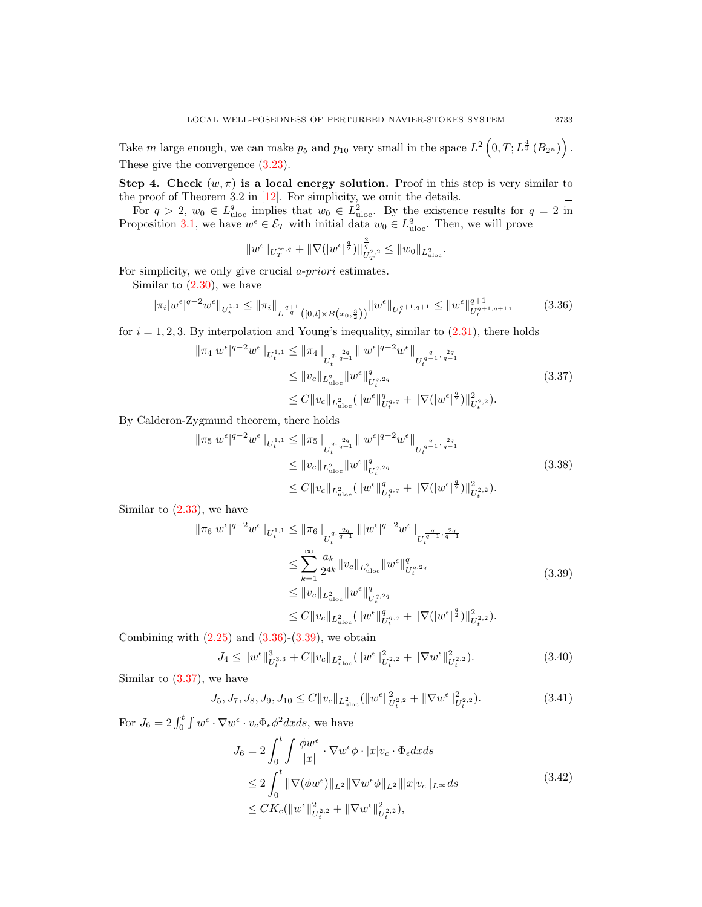Take $m$ large enough, we can make $p_5$ and $p_{10}$ very small in the space $L^2\left(0,T;L^{\frac{4}{3}}\left(B_{2^n}\right)\right)$. These give the convergence (3.23).

**Step 4. Check $(w,\pi)$ is a local energy solution.** Proof in this step is very similar to the proof of Theorem 3.2 in [12]. For simplicity, we omit the details. ☐

For $q>2$, $w_0\in L^q_{\mathrm{uloc}}$ implies that $w_0\in L^2_{\mathrm{uloc}}$. By the existence results for $q=2$ in Proposition 3.1, we have $w^\epsilon\in\mathcal{E}_T$ with initial data $w_0\in L^q_{\mathrm{uloc}}$. Then, we will prove

$$\|w^\epsilon\|_{U_T^{\infty,q}}+\|\nabla(|w^\epsilon|^{\frac{q}{2}})\|^{\frac{2}{q}}_{U_T^{2,2}}\le\|w_0\|_{L^q_{\mathrm{uloc}}}.$$

For simplicity, we only give crucial *a-priori* estimates.

Similar to (2.30), we have

$$\|\pi_i|w^\epsilon|^{q-2}w^\epsilon\|_{U_t^{1,1}}\le\|\pi_i\|_{L^{\frac{q+1}{q}}\left([0,t]\times B\left(x_0,\frac{3}{2}\right)\right)}\|w^\epsilon\|_{U_t^{q+1,q+1}}\le\|w^\epsilon\|^{q+1}_{U_t^{q+1,q+1}},\tag{3.36}$$

for $i=1,2,3$. By interpolation and Young's inequality, similar to (2.31), there holds

$$\begin{aligned}\|\pi_4|w^\epsilon|^{q-2}w^\epsilon\|_{U_t^{1,1}}&\le\|\pi_4\|_{U_t^{q,\frac{2q}{q+1}}}\||w^\epsilon|^{q-2}w^\epsilon\|_{U_t^{\frac{q}{q-1},\frac{2q}{q-1}}}\\&\le\|v_c\|_{L^2_{\mathrm{uloc}}}\|w^\epsilon\|^q_{U_t^{q,2q}}\\&\le C\|v_c\|_{L^2_{\mathrm{uloc}}}(\|w^\epsilon\|^q_{U_t^{q,q}}+\|\nabla(|w^\epsilon|^{\frac{q}{2}})\|^2_{U_t^{2,2}}).\end{aligned}\tag{3.37}$$

By Calderon-Zygmund theorem, there holds

$$\begin{aligned}\|\pi_5|w^\epsilon|^{q-2}w^\epsilon\|_{U_t^{1,1}}&\le\|\pi_5\|_{U_t^{q,\frac{2q}{q+1}}}\||w^\epsilon|^{q-2}w^\epsilon\|_{U_t^{\frac{q}{q-1},\frac{2q}{q-1}}}\\&\le\|v_c\|_{L^2_{\mathrm{uloc}}}\|w^\epsilon\|^q_{U_t^{q,2q}}\\&\le C\|v_c\|_{L^2_{\mathrm{uloc}}}(\|w^\epsilon\|^q_{U_t^{q,q}}+\|\nabla(|w^\epsilon|^{\frac{q}{2}})\|^2_{U_t^{2,2}}).\end{aligned}\tag{3.38}$$

Similar to (2.33), we have

$$\begin{aligned}\|\pi_6|w^\epsilon|^{q-2}w^\epsilon\|_{U_t^{1,1}}&\le\|\pi_6\|_{U_t^{q,\frac{2q}{q+1}}}\||w^\epsilon|^{q-2}w^\epsilon\|_{U_t^{\frac{q}{q-1},\frac{2q}{q-1}}}\\&\le\sum_{k=1}^{\infty}\frac{a_k}{2^{4k}}\|v_c\|_{L^2_{\mathrm{uloc}}}\|w^\epsilon\|^q_{U_t^{q,2q}}\\&\le\|v_c\|_{L^2_{\mathrm{uloc}}}\|w^\epsilon\|^q_{U_t^{q,2q}}\\&\le C\|v_c\|_{L^2_{\mathrm{uloc}}}(\|w^\epsilon\|^q_{U_t^{q,q}}+\|\nabla(|w^\epsilon|^{\frac{q}{2}})\|^2_{U_t^{2,2}}).\end{aligned}\tag{3.39}$$

Combining with (2.25) and (3.36)-(3.39), we obtain

$$J_4\le\|w^\epsilon\|^3_{U_t^{3,3}}+C\|v_c\|_{L^2_{\mathrm{uloc}}}(\|w^\epsilon\|^2_{U_t^{2,2}}+\|\nabla w^\epsilon\|^2_{U_t^{2,2}}).\tag{3.40}$$

Similar to (3.37), we have

$$J_5,J_7,J_8,J_9,J_{10}\le C\|v_c\|_{L^2_{\mathrm{uloc}}}(\|w^\epsilon\|^2_{U_t^{2,2}}+\|\nabla w^\epsilon\|^2_{U_t^{2,2}}).\tag{3.41}$$

For $J_6=2\int_0^t\int w^\epsilon\cdot\nabla w^\epsilon\cdot v_c\Phi_\epsilon\phi^2dxds$, we have

$$\begin{aligned}J_6&=2\int_0^t\int\frac{\phi w^\epsilon}{|x|}\cdot\nabla w^\epsilon\phi\cdot|x|v_c\cdot\Phi_\epsilon dxds\\&\le2\int_0^t\|\nabla(\phi w^\epsilon)\|_{L^2}\|\nabla w^\epsilon\phi\|_{L^2}\||x|v_c\|_{L^\infty}ds\\&\le CK_c(\|w^\epsilon\|^2_{U_t^{2,2}}+\|\nabla w^\epsilon\|^2_{U_t^{2,2}}),\end{aligned}\tag{3.42}$$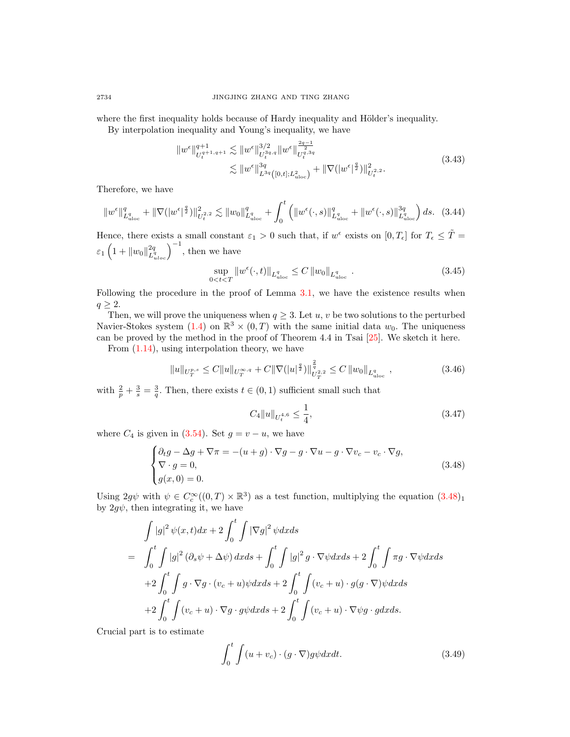where the first inequality holds because of Hardy inequality and Hölder's inequality.

By interpolation inequality and Young's inequality, we have

$$
\begin{aligned}
\|w^\epsilon\|_{U_t^{q+1,q+1}}^{q+1} &\lesssim \|w^\epsilon\|_{U_t^{3q,q}}^{3/2} \|w^\epsilon\|_{U_t^{q,3q}}^{\frac{2q-1}{2}} \\
&\lesssim \|w^\epsilon\|_{L^{3q}\left([0,t];L^2_{\mathrm{uloc}}\right)}^{3q} + \|\nabla(|w^\epsilon|^{\frac{q}{2}})\|_{U_t^{2,2}}^2 .
\end{aligned} \tag{3.43}
$$

Therefore, we have

$$
\|w^\epsilon\|_{L^q_{\mathrm{uloc}}}^q + \|\nabla(|w^\epsilon|^{\frac{q}{2}})\|_{U_t^{2,2}}^2 \lesssim \|w_0\|_{L^q_{\mathrm{uloc}}}^q + \int_0^t \left( \|w^\epsilon(\cdot,s)\|_{L^q_{\mathrm{uloc}}}^q + \|w^\epsilon(\cdot,s)\|_{L^q_{\mathrm{uloc}}}^{3q} \right) ds. \tag{3.44}
$$

Hence, there exists a small constant $\varepsilon_1 > 0$ such that, if $w^\epsilon$ exists on $[0, T_\epsilon]$ for $T_\epsilon \le \tilde{T} = \varepsilon_1 \left(1 + \|w_0\|_{L^q_{uloc}}^{2q}\right)^{-1}$, then we have

$$
\sup_{0<t<T} \|w^\epsilon(\cdot,t)\|_{L^q_{\mathrm{uloc}}} \le C \|w_0\|_{L^q_{\mathrm{uloc}}} . \tag{3.45}
$$

Following the procedure in the proof of Lemma 3.1, we have the existence results when $q \ge 2$.

Then, we will prove the uniqueness when $q \ge 3$. Let $u$, $v$ be two solutions to the perturbed Navier-Stokes system (1.4) on $\mathbb{R}^3 \times (0,T)$ with the same initial data $w_0$. The uniqueness can be proved by the method in the proof of Theorem 4.4 in Tsai [25]. We sketch it here.

From (1.14), using interpolation theory, we have

$$
\|u\|_{U_T^{p,s}} \le C\|u\|_{U_T^{\infty,q}} + C\|\nabla(|u|^{\frac{q}{2}})\|_{U_T^{2,2}}^{\frac{2}{q}} \le C \|w_0\|_{L^q_{\mathrm{uloc}}} , \tag{3.46}
$$

with $\frac{2}{p} + \frac{3}{s} = \frac{3}{q}$. Then, there exists $t \in (0,1)$ sufficient small such that

$$
C_4 \|u\|_{U_t^{4,6}} \le \frac{1}{4}, \tag{3.47}
$$

where $C_4$ is given in (3.54). Set $g = v - u$, we have

$$
\begin{cases}
\partial_t g - \Delta g + \nabla \pi = -(u+g)\cdot\nabla g - g\cdot\nabla u - g\cdot\nabla v_c - v_c\cdot\nabla g, \\
\nabla\cdot g = 0, \\
g(x,0) = 0.
\end{cases} \tag{3.48}
$$

Using $2g\psi$ with $\psi \in C_c^\infty((0,T)\times\mathbb{R}^3)$ as a test function, multiplying the equation $(3.48)_1$ by $2g\psi$, then integrating it, we have

$$
\begin{aligned}
&\int |g|^2 \psi(x,t)dx + 2\int_0^t \int |\nabla g|^2 \psi dxds \\
= \quad & \int_0^t \int |g|^2 (\partial_s \psi + \Delta\psi)\, dxds + \int_0^t \int |g|^2 g\cdot\nabla\psi dxds + 2\int_0^t \int \pi g\cdot\nabla\psi dxds \\
&+ 2\int_0^t \int g\cdot\nabla g\cdot(v_c+u)\psi dxds + 2\int_0^t \int (v_c+u)\cdot g(g\cdot\nabla)\psi dxds \\
&+ 2\int_0^t \int (v_c+u)\cdot\nabla g\cdot g\psi dxds + 2\int_0^t \int (v_c+u)\cdot\nabla\psi g\cdot g dxds.
\end{aligned}
$$

Crucial part is to estimate

$$
\int_0^t \int (u+v_c)\cdot(g\cdot\nabla)g\psi dxdt. \tag{3.49}
$$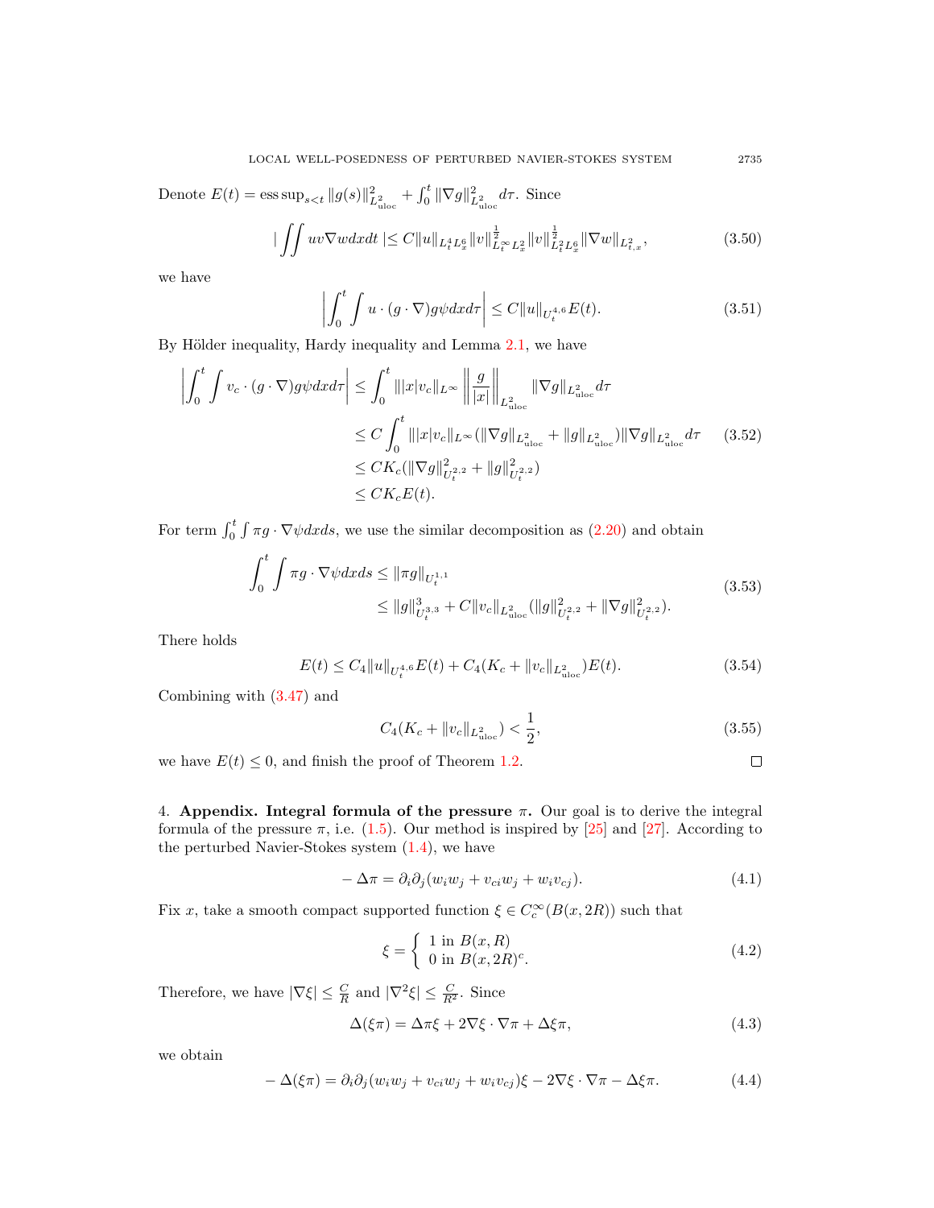Denote $E(t) = \operatorname{ess\,sup}_{s<t} \|g(s)\|^2_{L^2_{\rm uloc}} + \int_0^t \|\nabla g\|^2_{L^2_{\rm uloc}} d\tau$. Since

$$
|\iint uv\nabla w dxdt \,| \le C\|u\|_{L^4_t L^6_x} \|v\|^{\frac{1}{2}}_{L^\infty_t L^2_x} \|v\|^{\frac{1}{2}}_{L^2_t L^6_x} \|\nabla w\|_{L^2_{t,x}}, \tag{3.50}
$$

we have

$$
\left| \int_0^t \int u \cdot (g\cdot \nabla) g \psi dx d\tau \right| \le C\|u\|_{U^{4,6}_t} E(t). \tag{3.51}
$$

By Hölder inequality, Hardy inequality and Lemma 2.1, we have

$$
\begin{aligned}
\left| \int_0^t \int v_c \cdot (g\cdot\nabla) g\psi dx d\tau \right| &\le \int_0^t \||x|v_c\|_{L^\infty} \left\| \frac{g}{|x|} \right\|_{L^2_{\rm uloc}} \|\nabla g\|_{L^2_{\rm uloc}} d\tau \\
&\le C\int_0^t \||x|v_c\|_{L^\infty} (\|\nabla g\|_{L^2_{\rm uloc}} + \|g\|_{L^2_{\rm uloc}}) \|\nabla g\|_{L^2_{\rm uloc}} d\tau \\
&\le CK_c (\|\nabla g\|^2_{U^{2,2}_t} + \|g\|^2_{U^{2,2}_t}) \\
&\le CK_c E(t).
\end{aligned} \tag{3.52}
$$

For term $\int_0^t \int \pi g\cdot \nabla\psi dx ds$, we use the similar decomposition as (2.20) and obtain

$$
\begin{aligned}
\int_0^t \int \pi g \cdot \nabla \psi dx ds &\le \|\pi g\|_{U^{1,1}_t} \\
&\le \|g\|^3_{U^{3,3}_t} + C\|v_c\|_{L^2_{\rm uloc}} (\|g\|^2_{U^{2,2}_t} + \|\nabla g\|^2_{U^{2,2}_t}).
\end{aligned} \tag{3.53}
$$

There holds

$$
E(t) \le C_4 \|u\|_{U^{4,6}_t} E(t) + C_4 (K_c + \|v_c\|_{L^2_{\rm uloc}}) E(t). \tag{3.54}
$$

Combining with (3.47) and

$$
C_4(K_c + \|v_c\|_{L^2_{\rm uloc}}) < \frac{1}{2}, \tag{3.55}
$$

we have $E(t) \le 0$, and finish the proof of Theorem 1.2. □

## 4. Appendix. Integral formula of the pressure $\pi$.

Our goal is to derive the integral formula of the pressure $\pi$, i.e. (1.5). Our method is inspired by [25] and [27]. According to the perturbed Navier-Stokes system (1.4), we have

$$
-\Delta \pi = \partial_i \partial_j (w_i w_j + v_{ci} w_j + w_i v_{cj}). \tag{4.1}
$$

Fix $x$, take a smooth compact supported function $\xi \in C^\infty_c(B(x,2R))$ such that

$$
\xi = \begin{cases} 1 \text{ in } B(x,R) \\ 0 \text{ in } B(x,2R)^c. \end{cases} \tag{4.2}
$$

Therefore, we have $|\nabla \xi| \le \frac{C}{R}$ and $|\nabla^2 \xi| \le \frac{C}{R^2}$. Since

$$
\Delta(\xi\pi) = \Delta\pi\xi + 2\nabla\xi\cdot\nabla\pi + \Delta\xi\pi, \tag{4.3}
$$

we obtain

$$
-\Delta(\xi\pi) = \partial_i\partial_j(w_iw_j + v_{ci}w_j + w_iv_{cj})\xi - 2\nabla\xi\cdot\nabla\pi - \Delta\xi\pi. \tag{4.4}
$$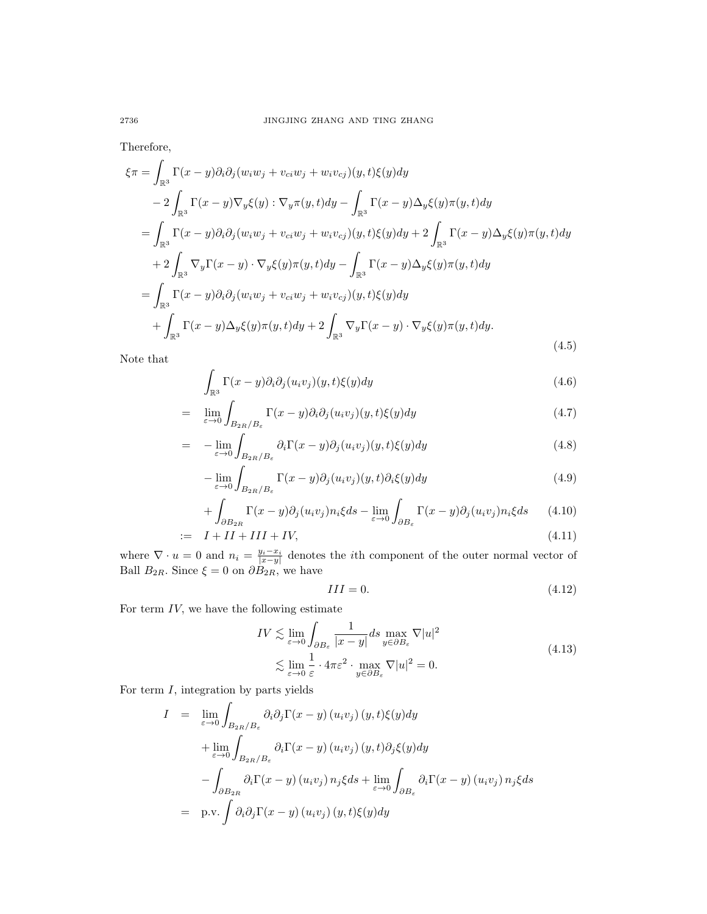Therefore,

$$
\begin{aligned}
\xi\pi =& \int_{\mathbb{R}^3} \Gamma(x-y)\partial_i\partial_j(w_iw_j + v_{ci}w_j + w_iv_{cj})(y,t)\xi(y)dy \\
&- 2\int_{\mathbb{R}^3} \Gamma(x-y)\nabla_y\xi(y) : \nabla_y\pi(y,t)dy - \int_{\mathbb{R}^3} \Gamma(x-y)\Delta_y\xi(y)\pi(y,t)dy \\
=& \int_{\mathbb{R}^3} \Gamma(x-y)\partial_i\partial_j(w_iw_j + v_{ci}w_j + w_iv_{cj})(y,t)\xi(y)dy + 2\int_{\mathbb{R}^3} \Gamma(x-y)\Delta_y\xi(y)\pi(y,t)dy \\
&+ 2\int_{\mathbb{R}^3} \nabla_y\Gamma(x-y)\cdot\nabla_y\xi(y)\pi(y,t)dy - \int_{\mathbb{R}^3} \Gamma(x-y)\Delta_y\xi(y)\pi(y,t)dy \\
=& \int_{\mathbb{R}^3} \Gamma(x-y)\partial_i\partial_j(w_iw_j + v_{ci}w_j + w_iv_{cj})(y,t)\xi(y)dy \\
&+ \int_{\mathbb{R}^3} \Gamma(x-y)\Delta_y\xi(y)\pi(y,t)dy + 2\int_{\mathbb{R}^3} \nabla_y\Gamma(x-y)\cdot\nabla_y\xi(y)\pi(y,t)dy.
\end{aligned} \tag{4.5}
$$

Note that

$$
\int_{\mathbb{R}^3} \Gamma(x-y)\partial_i\partial_j(u_iv_j)(y,t)\xi(y)dy \tag{4.6}
$$

$$
= \lim_{\varepsilon\to 0}\int_{B_{2R}/B_\varepsilon} \Gamma(x-y)\partial_i\partial_j(u_iv_j)(y,t)\xi(y)dy \tag{4.7}
$$

$$
= -\lim_{\varepsilon\to 0}\int_{B_{2R}/B_\varepsilon} \partial_i\Gamma(x-y)\partial_j(u_iv_j)(y,t)\xi(y)dy \tag{4.8}
$$

$$
-\lim_{\varepsilon\to 0}\int_{B_{2R}/B_\varepsilon} \Gamma(x-y)\partial_j(u_iv_j)(y,t)\partial_i\xi(y)dy \tag{4.9}
$$

$$
+\int_{\partial B_{2R}} \Gamma(x-y)\partial_j(u_iv_j)n_i\xi ds - \lim_{\varepsilon\to 0}\int_{\partial B_\varepsilon} \Gamma(x-y)\partial_j(u_iv_j)n_i\xi ds \tag{4.10}
$$

$$
:= I + II + III + IV, \tag{4.11}
$$

where $\nabla\cdot u = 0$ and $n_i = \frac{y_i - x_i}{|x-y|}$ denotes the $i$th component of the outer normal vector of Ball $B_{2R}$. Since $\xi = 0$ on $\partial B_{2R}$, we have

$$
III = 0. \tag{4.12}
$$

For term $IV$, we have the following estimate

$$
\begin{aligned}
IV &\lesssim \lim_{\varepsilon\to 0}\int_{\partial B_\varepsilon} \frac{1}{|x-y|}ds \max_{y\in\partial B_\varepsilon} \nabla|u|^2 \\
&\lesssim \lim_{\varepsilon\to 0}\frac{1}{\varepsilon}\cdot 4\pi\varepsilon^2 \cdot \max_{y\in\partial B_\varepsilon} \nabla|u|^2 = 0.
\end{aligned} \tag{4.13}
$$

For term $I$, integration by parts yields

$$
\begin{aligned}
I =& \lim_{\varepsilon\to 0}\int_{B_{2R}/B_\varepsilon} \partial_i\partial_j\Gamma(x-y)\left(u_iv_j\right)(y,t)\xi(y)dy \\
&+ \lim_{\varepsilon\to 0}\int_{B_{2R}/B_\varepsilon} \partial_i\Gamma(x-y)\left(u_iv_j\right)(y,t)\partial_j\xi(y)dy \\
&- \int_{\partial B_{2R}} \partial_i\Gamma(x-y)\left(u_iv_j\right)n_j\xi ds + \lim_{\varepsilon\to 0}\int_{\partial B_\varepsilon} \partial_i\Gamma(x-y)\left(u_iv_j\right)n_j\xi ds \\
=& \text{ p.v.}\int \partial_i\partial_j\Gamma(x-y)\left(u_iv_j\right)(y,t)\xi(y)dy
\end{aligned}
$$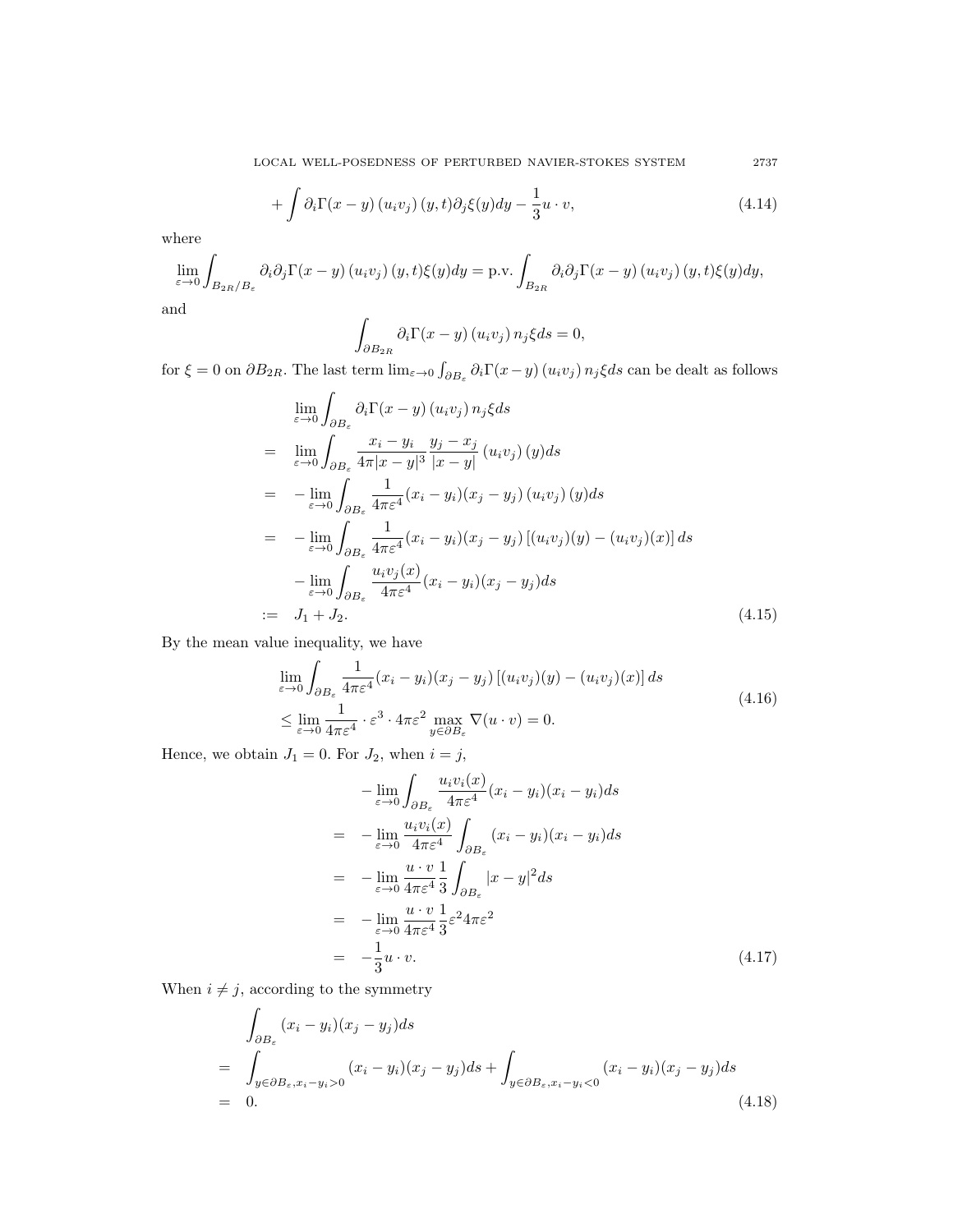$$+\int \partial_i\Gamma(x-y)\left(u_iv_j\right)(y,t)\partial_j\xi(y)dy-\frac{1}{3}u\cdot v, \tag{4.14}$$

where

$$\lim_{\varepsilon\to 0}\int_{B_{2R}/B_\varepsilon}\partial_i\partial_j\Gamma(x-y)\left(u_iv_j\right)(y,t)\xi(y)dy=\text{p.v.}\int_{B_{2R}}\partial_i\partial_j\Gamma(x-y)\left(u_iv_j\right)(y,t)\xi(y)dy,$$

and

$$\int_{\partial B_{2R}}\partial_i\Gamma(x-y)\left(u_iv_j\right)n_j\xi ds=0,$$

for $\xi=0$ on $\partial B_{2R}$. The last term $\lim_{\varepsilon\to 0}\int_{\partial B_\varepsilon}\partial_i\Gamma(x-y)\left(u_iv_j\right)n_j\xi ds$ can be dealt as follows

$$\begin{aligned}
&\lim_{\varepsilon\to 0}\int_{\partial B_\varepsilon}\partial_i\Gamma(x-y)\left(u_iv_j\right)n_j\xi ds\\
=\ &\lim_{\varepsilon\to 0}\int_{\partial B_\varepsilon}\frac{x_i-y_i}{4\pi|x-y|^3}\frac{y_j-x_j}{|x-y|}\left(u_iv_j\right)(y)ds\\
=\ &-\lim_{\varepsilon\to 0}\int_{\partial B_\varepsilon}\frac{1}{4\pi\varepsilon^4}(x_i-y_i)(x_j-y_j)\left(u_iv_j\right)(y)ds\\
=\ &-\lim_{\varepsilon\to 0}\int_{\partial B_\varepsilon}\frac{1}{4\pi\varepsilon^4}(x_i-y_i)(x_j-y_j)\left[(u_iv_j)(y)-(u_iv_j)(x)\right]ds\\
&-\lim_{\varepsilon\to 0}\int_{\partial B_\varepsilon}\frac{u_iv_j(x)}{4\pi\varepsilon^4}(x_i-y_i)(x_j-y_j)ds\\
:=\ &J_1+J_2.
\end{aligned}\tag{4.15}$$

By the mean value inequality, we have

$$\begin{aligned}
&\lim_{\varepsilon\to 0}\int_{\partial B_\varepsilon}\frac{1}{4\pi\varepsilon^4}(x_i-y_i)(x_j-y_j)\left[(u_iv_j)(y)-(u_iv_j)(x)\right]ds\\
&\leq\lim_{\varepsilon\to 0}\frac{1}{4\pi\varepsilon^4}\cdot\varepsilon^3\cdot 4\pi\varepsilon^2\max_{y\in\partial B_\varepsilon}\nabla(u\cdot v)=0.
\end{aligned}\tag{4.16}$$

Hence, we obtain $J_1=0$. For $J_2$, when $i=j$,

$$\begin{aligned}
&-\lim_{\varepsilon\to 0}\int_{\partial B_\varepsilon}\frac{u_iv_i(x)}{4\pi\varepsilon^4}(x_i-y_i)(x_i-y_i)ds\\
=\ &-\lim_{\varepsilon\to 0}\frac{u_iv_i(x)}{4\pi\varepsilon^4}\int_{\partial B_\varepsilon}(x_i-y_i)(x_i-y_i)ds\\
=\ &-\lim_{\varepsilon\to 0}\frac{u\cdot v}{4\pi\varepsilon^4}\frac{1}{3}\int_{\partial B_\varepsilon}|x-y|^2ds\\
=\ &-\lim_{\varepsilon\to 0}\frac{u\cdot v}{4\pi\varepsilon^4}\frac{1}{3}\varepsilon^2 4\pi\varepsilon^2\\
=\ &-\frac{1}{3}u\cdot v.
\end{aligned}\tag{4.17}$$

When $i\neq j$, according to the symmetry

$$\begin{aligned}
&\int_{\partial B_\varepsilon}(x_i-y_i)(x_j-y_j)ds\\
=\ &\int_{y\in\partial B_\varepsilon,x_i-y_i>0}(x_i-y_i)(x_j-y_j)ds+\int_{y\in\partial B_\varepsilon,x_i-y_i<0}(x_i-y_i)(x_j-y_j)ds\\
=\ &0.
\end{aligned}\tag{4.18}$$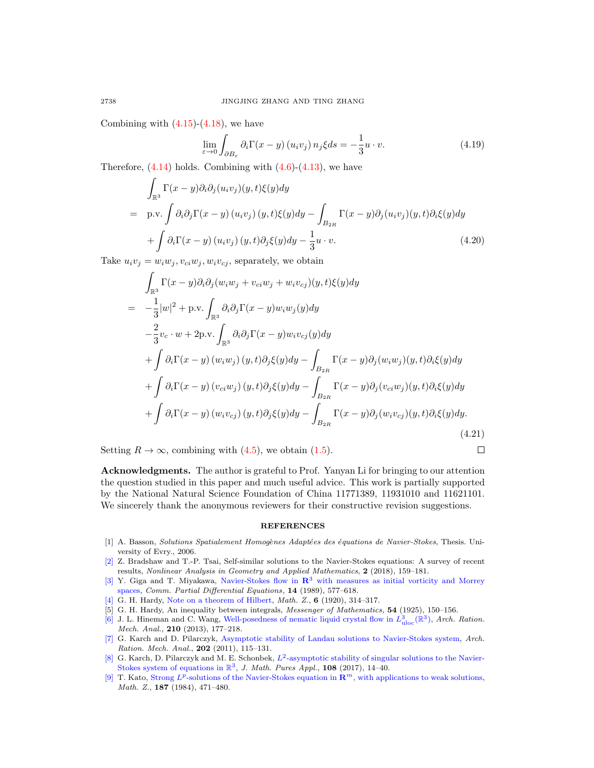Combining with (4.15)-(4.18), we have

$$
\lim_{\varepsilon\to 0}\int_{\partial B_\varepsilon} \partial_i\Gamma(x-y)\left(u_iv_j\right)n_j\xi ds = -\frac{1}{3}u\cdot v. \tag{4.19}
$$

Therefore, (4.14) holds. Combining with (4.6)-(4.13), we have

$$
\begin{aligned}
&\int_{\mathbb{R}^3}\Gamma(x-y)\partial_i\partial_j(u_iv_j)(y,t)\xi(y)dy \\
= \;& \text{p.v.}\int \partial_i\partial_j\Gamma(x-y)\left(u_iv_j\right)(y,t)\xi(y)dy - \int_{B_{2R}}\Gamma(x-y)\partial_j(u_iv_j)(y,t)\partial_i\xi(y)dy \\
&+\int \partial_i\Gamma(x-y)\left(u_iv_j\right)(y,t)\partial_j\xi(y)dy - \frac{1}{3}u\cdot v.
\end{aligned} \tag{4.20}
$$

Take $u_iv_j = w_iw_j, v_{ci}w_j, w_iv_{cj}$, separately, we obtain

$$
\begin{aligned}
&\int_{\mathbb{R}^3}\Gamma(x-y)\partial_i\partial_j(w_iw_j+v_{ci}w_j+w_iv_{cj})(y,t)\xi(y)dy \\
= \;& -\frac{1}{3}|w|^2 + \text{p.v.}\int_{\mathbb{R}^3}\partial_i\partial_j\Gamma(x-y)w_iw_j(y)dy \\
&-\frac{2}{3}v_c\cdot w + 2\text{p.v.}\int_{\mathbb{R}^3}\partial_i\partial_j\Gamma(x-y)w_iv_{cj}(y)dy \\
&+\int \partial_i\Gamma(x-y)\left(w_iw_j\right)(y,t)\partial_j\xi(y)dy - \int_{B_{2R}}\Gamma(x-y)\partial_j(w_iw_j)(y,t)\partial_i\xi(y)dy \\
&+\int \partial_i\Gamma(x-y)\left(v_{ci}w_j\right)(y,t)\partial_j\xi(y)dy - \int_{B_{2R}}\Gamma(x-y)\partial_j(v_{ci}w_j)(y,t)\partial_i\xi(y)dy \\
&+\int \partial_i\Gamma(x-y)\left(w_iv_{cj}\right)(y,t)\partial_j\xi(y)dy - \int_{B_{2R}}\Gamma(x-y)\partial_j(w_iv_{cj})(y,t)\partial_i\xi(y)dy.
\end{aligned} \tag{4.21}
$$

Setting $R\to\infty$, combining with (4.5), we obtain (1.5). □

**Acknowledgments.** The author is grateful to Prof. Yanyan Li for bringing to our attention the question studied in this paper and much useful advice. This work is partially supported by the National Natural Science Foundation of China 11771389, 11931010 and 11621101. We sincerely thank the anonymous reviewers for their constructive revision suggestions.

## REFERENCES

[1] A. Basson, *Solutions Spatialement Homogènes Adaptées des équations de Navier-Stokes*, Thesis. University of Evry., 2006.

[2] Z. Bradshaw and T.-P. Tsai, Self-similar solutions to the Navier-Stokes equations: A survey of recent results, *Nonlinear Analysis in Geometry and Applied Mathematics*, **2** (2018), 159–181.

[3] Y. Giga and T. Miyakawa, Navier-Stokes flow in $\mathbf{R}^3$ with measures as initial vorticity and Morrey spaces, *Comm. Partial Differential Equations*, **14** (1989), 577–618.

[4] G. H. Hardy, Note on a theorem of Hilbert, *Math. Z.*, **6** (1920), 314–317.

[5] G. H. Hardy, An inequality between integrals, *Messenger of Mathematics,* **54** (1925), 150–156.

[6] J. L. Hineman and C. Wang, Well-posedness of nematic liquid crystal flow in $L^3_{\text{uloc}}(\mathbb{R}^3)$, *Arch. Ration. Mech. Anal.*, **210** (2013), 177–218.

[7] G. Karch and D. Pilarczyk, Asymptotic stability of Landau solutions to Navier-Stokes system, *Arch. Ration. Mech. Anal.*, **202** (2011), 115–131.

[8] G. Karch, D. Pilarczyk and M. E. Schonbek, $L^2$-asymptotic stability of singular solutions to the Navier-Stokes system of equations in $\mathbb{R}^3$, *J. Math. Pures Appl.*, **108** (2017), 14–40.

[9] T. Kato, Strong $L^p$-solutions of the Navier-Stokes equation in $\mathbf{R}^m$, with applications to weak solutions, *Math. Z.*, **187** (1984), 471–480.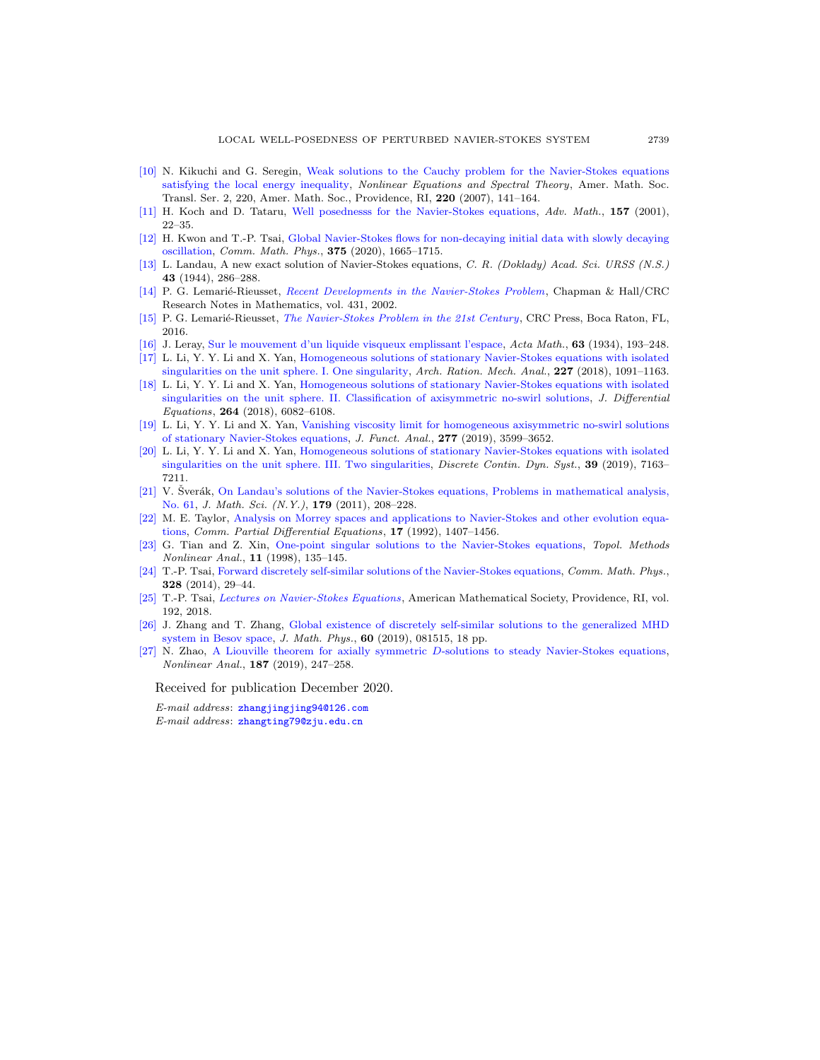[10] N. Kikuchi and G. Seregin, Weak solutions to the Cauchy problem for the Navier-Stokes equations satisfying the local energy inequality, *Nonlinear Equations and Spectral Theory*, Amer. Math. Soc. Transl. Ser. 2, 220, Amer. Math. Soc., Providence, RI, **220** (2007), 141–164.

[11] H. Koch and D. Tataru, Well posednesss for the Navier-Stokes equations, *Adv. Math.*, **157** (2001), 22–35.

[12] H. Kwon and T.-P. Tsai, Global Navier-Stokes flows for non-decaying initial data with slowly decaying oscillation, *Comm. Math. Phys.*, **375** (2020), 1665–1715.

[13] L. Landau, A new exact solution of Navier-Stokes equations, *C. R. (Doklady) Acad. Sci. URSS (N.S.)* **43** (1944), 286–288.

[14] P. G. Lemarié-Rieusset, *Recent Developments in the Navier-Stokes Problem*, Chapman & Hall/CRC Research Notes in Mathematics, vol. 431, 2002.

[15] P. G. Lemarié-Rieusset, *The Navier-Stokes Problem in the 21st Century*, CRC Press, Boca Raton, FL, 2016.

[16] J. Leray, Sur le mouvement d'un liquide visqueux emplissant l'espace, *Acta Math.*, **63** (1934), 193–248.

[17] L. Li, Y. Y. Li and X. Yan, Homogeneous solutions of stationary Navier-Stokes equations with isolated singularities on the unit sphere. I. One singularity, *Arch. Ration. Mech. Anal.*, **227** (2018), 1091–1163.

[18] L. Li, Y. Y. Li and X. Yan, Homogeneous solutions of stationary Navier-Stokes equations with isolated singularities on the unit sphere. II. Classification of axisymmetric no-swirl solutions, *J. Differential Equations*, **264** (2018), 6082–6108.

[19] L. Li, Y. Y. Li and X. Yan, Vanishing viscosity limit for homogeneous axisymmetric no-swirl solutions of stationary Navier-Stokes equations, *J. Funct. Anal.*, **277** (2019), 3599–3652.

[20] L. Li, Y. Y. Li and X. Yan, Homogeneous solutions of stationary Navier-Stokes equations with isolated singularities on the unit sphere. III. Two singularities, *Discrete Contin. Dyn. Syst.*, **39** (2019), 7163–7211.

[21] V. Šverák, On Landau's solutions of the Navier-Stokes equations, Problems in mathematical analysis, No. 61, *J. Math. Sci. (N.Y.)*, **179** (2011), 208–228.

[22] M. E. Taylor, Analysis on Morrey spaces and applications to Navier-Stokes and other evolution equations, *Comm. Partial Differential Equations*, **17** (1992), 1407–1456.

[23] G. Tian and Z. Xin, One-point singular solutions to the Navier-Stokes equations, *Topol. Methods Nonlinear Anal.*, **11** (1998), 135–145.

[24] T.-P. Tsai, Forward discretely self-similar solutions of the Navier-Stokes equations, *Comm. Math. Phys.*, **328** (2014), 29–44.

[25] T.-P. Tsai, *Lectures on Navier-Stokes Equations*, American Mathematical Society, Providence, RI, vol. 192, 2018.

[26] J. Zhang and T. Zhang, Global existence of discretely self-similar solutions to the generalized MHD system in Besov space, *J. Math. Phys.*, **60** (2019), 081515, 18 pp.

[27] N. Zhao, A Liouville theorem for axially symmetric $D$-solutions to steady Navier-Stokes equations, *Nonlinear Anal.*, **187** (2019), 247–258.

Received for publication December 2020.

*E-mail address*: zhangjingjing94@126.com

*E-mail address*: zhangting79@zju.edu.cn